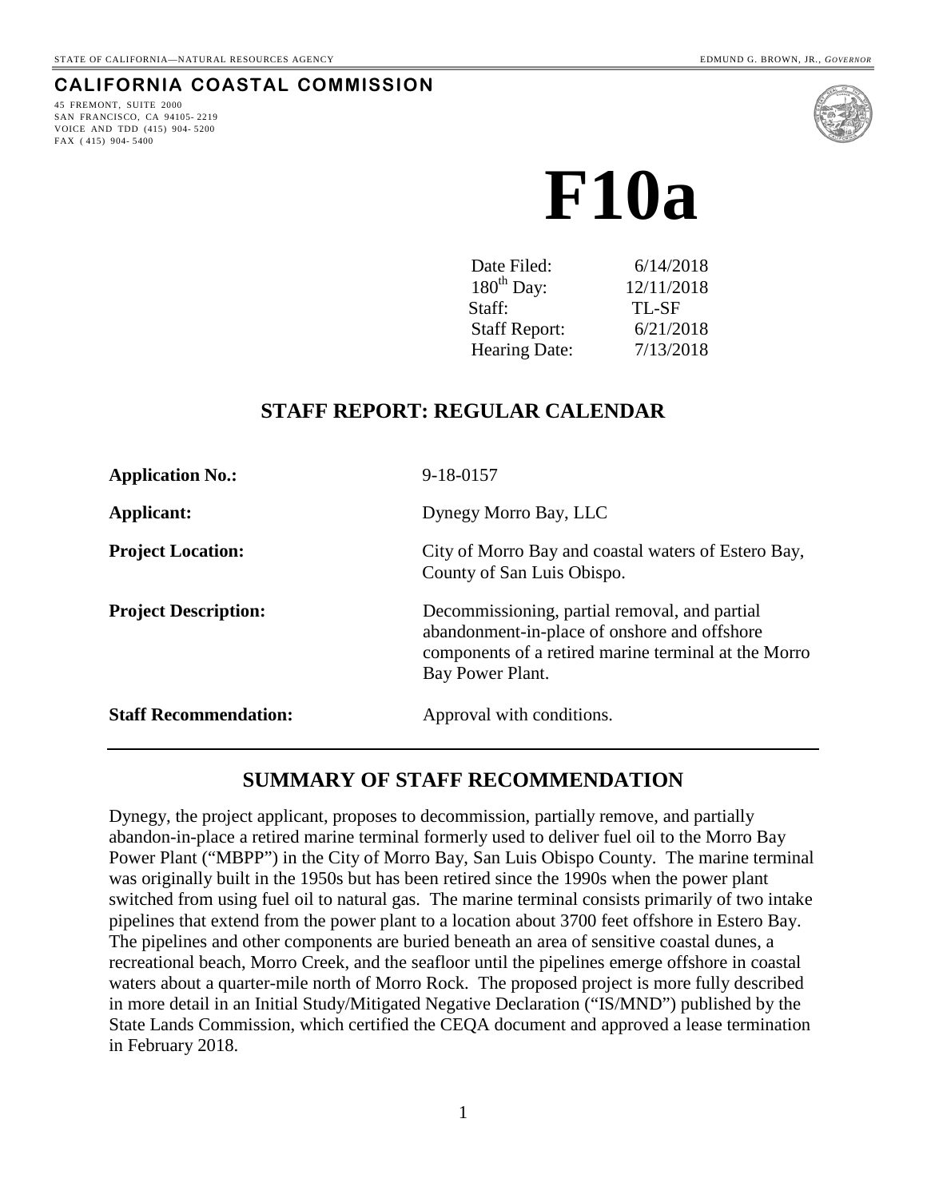STATE OF CALIFORNIA—NATURAL RESOURCES AGENCY EDMUND G. BROWN, JR., *GOVERNOR*

**CALIFORNIA COASTAL COMMISSION**

45 FREMONT, SUITE 2000
SAN FRANCISCO, CA 94105-2219
VOICE AND TDD (415) 904-5200
FAX (415) 904-5400

# F10a

| | |
|---|---|
| Date Filed: | 6/14/2018 |
| 180th Day: | 12/11/2018 |
| Staff: | TL-SF |
| Staff Report: | 6/21/2018 |
| Hearing Date: | 7/13/2018 |

## STAFF REPORT: REGULAR CALENDAR

| | |
|---|---|
| **Application No.:** | 9-18-0157 |
| **Applicant:** | Dynegy Morro Bay, LLC |
| **Project Location:** | City of Morro Bay and coastal waters of Estero Bay, County of San Luis Obispo. |
| **Project Description:** | Decommissioning, partial removal, and partial abandonment-in-place of onshore and offshore components of a retired marine terminal at the Morro Bay Power Plant. |
| **Staff Recommendation:** | Approval with conditions. |

## SUMMARY OF STAFF RECOMMENDATION

Dynegy, the project applicant, proposes to decommission, partially remove, and partially abandon-in-place a retired marine terminal formerly used to deliver fuel oil to the Morro Bay Power Plant ("MBPP") in the City of Morro Bay, San Luis Obispo County. The marine terminal was originally built in the 1950s but has been retired since the 1990s when the power plant switched from using fuel oil to natural gas. The marine terminal consists primarily of two intake pipelines that extend from the power plant to a location about 3700 feet offshore in Estero Bay. The pipelines and other components are buried beneath an area of sensitive coastal dunes, a recreational beach, Morro Creek, and the seafloor until the pipelines emerge offshore in coastal waters about a quarter-mile north of Morro Rock. The proposed project is more fully described in more detail in an Initial Study/Mitigated Negative Declaration ("IS/MND") published by the State Lands Commission, which certified the CEQA document and approved a lease termination in February 2018.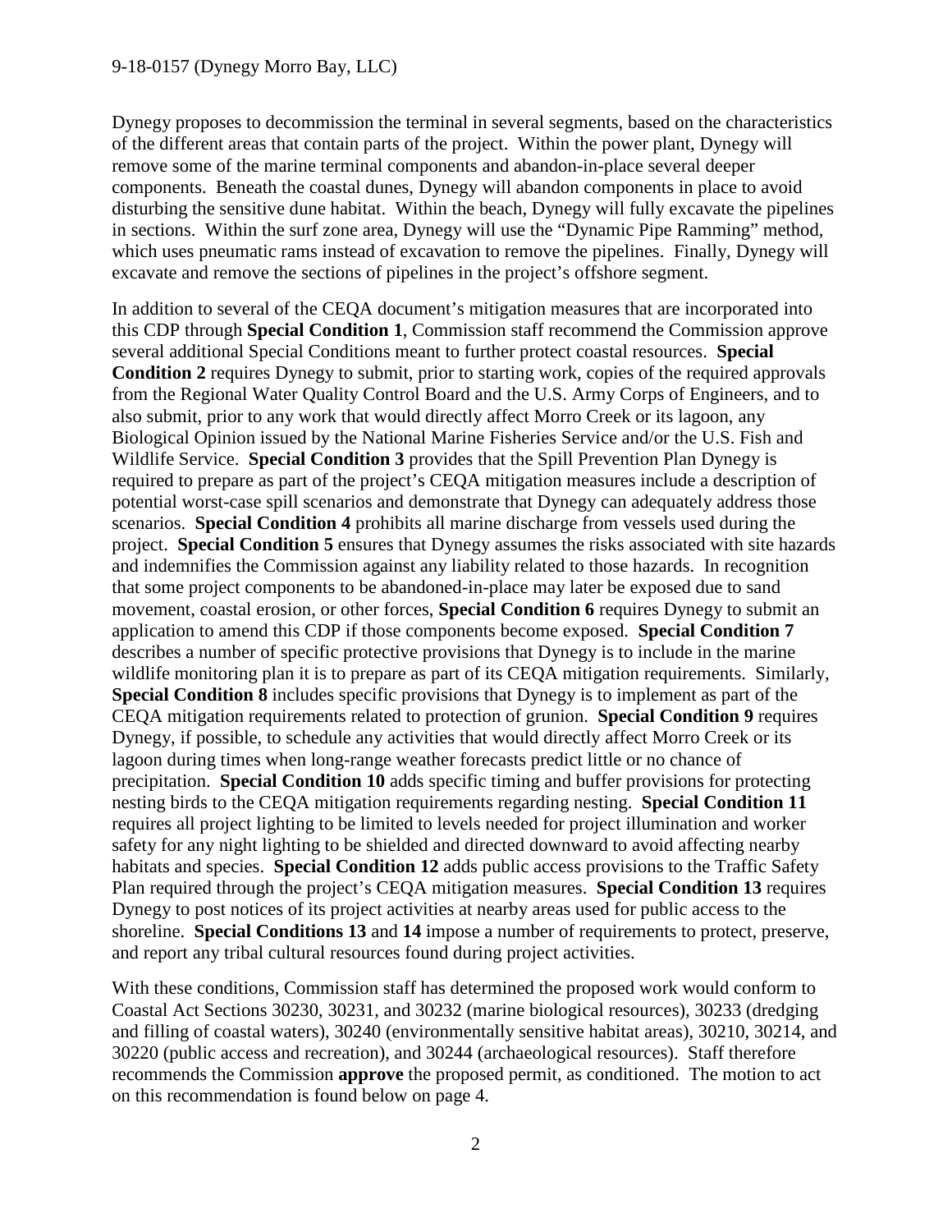Dynegy proposes to decommission the terminal in several segments, based on the characteristics of the different areas that contain parts of the project. Within the power plant, Dynegy will remove some of the marine terminal components and abandon-in-place several deeper components. Beneath the coastal dunes, Dynegy will abandon components in place to avoid disturbing the sensitive dune habitat. Within the beach, Dynegy will fully excavate the pipelines in sections. Within the surf zone area, Dynegy will use the "Dynamic Pipe Ramming" method, which uses pneumatic rams instead of excavation to remove the pipelines. Finally, Dynegy will excavate and remove the sections of pipelines in the project's offshore segment.

In addition to several of the CEQA document's mitigation measures that are incorporated into this CDP through **Special Condition 1**, Commission staff recommend the Commission approve several additional Special Conditions meant to further protect coastal resources. **Special Condition 2** requires Dynegy to submit, prior to starting work, copies of the required approvals from the Regional Water Quality Control Board and the U.S. Army Corps of Engineers, and to also submit, prior to any work that would directly affect Morro Creek or its lagoon, any Biological Opinion issued by the National Marine Fisheries Service and/or the U.S. Fish and Wildlife Service. **Special Condition 3** provides that the Spill Prevention Plan Dynegy is required to prepare as part of the project's CEQA mitigation measures include a description of potential worst-case spill scenarios and demonstrate that Dynegy can adequately address those scenarios. **Special Condition 4** prohibits all marine discharge from vessels used during the project. **Special Condition 5** ensures that Dynegy assumes the risks associated with site hazards and indemnifies the Commission against any liability related to those hazards. In recognition that some project components to be abandoned-in-place may later be exposed due to sand movement, coastal erosion, or other forces, **Special Condition 6** requires Dynegy to submit an application to amend this CDP if those components become exposed. **Special Condition 7** describes a number of specific protective provisions that Dynegy is to include in the marine wildlife monitoring plan it is to prepare as part of its CEQA mitigation requirements. Similarly, **Special Condition 8** includes specific provisions that Dynegy is to implement as part of the CEQA mitigation requirements related to protection of grunion. **Special Condition 9** requires Dynegy, if possible, to schedule any activities that would directly affect Morro Creek or its lagoon during times when long-range weather forecasts predict little or no chance of precipitation. **Special Condition 10** adds specific timing and buffer provisions for protecting nesting birds to the CEQA mitigation requirements regarding nesting. **Special Condition 11** requires all project lighting to be limited to levels needed for project illumination and worker safety for any night lighting to be shielded and directed downward to avoid affecting nearby habitats and species. **Special Condition 12** adds public access provisions to the Traffic Safety Plan required through the project's CEQA mitigation measures. **Special Condition 13** requires Dynegy to post notices of its project activities at nearby areas used for public access to the shoreline. **Special Conditions 13** and **14** impose a number of requirements to protect, preserve, and report any tribal cultural resources found during project activities.

With these conditions, Commission staff has determined the proposed work would conform to Coastal Act Sections 30230, 30231, and 30232 (marine biological resources), 30233 (dredging and filling of coastal waters), 30240 (environmentally sensitive habitat areas), 30210, 30214, and 30220 (public access and recreation), and 30244 (archaeological resources). Staff therefore recommends the Commission **approve** the proposed permit, as conditioned. The motion to act on this recommendation is found below on page 4.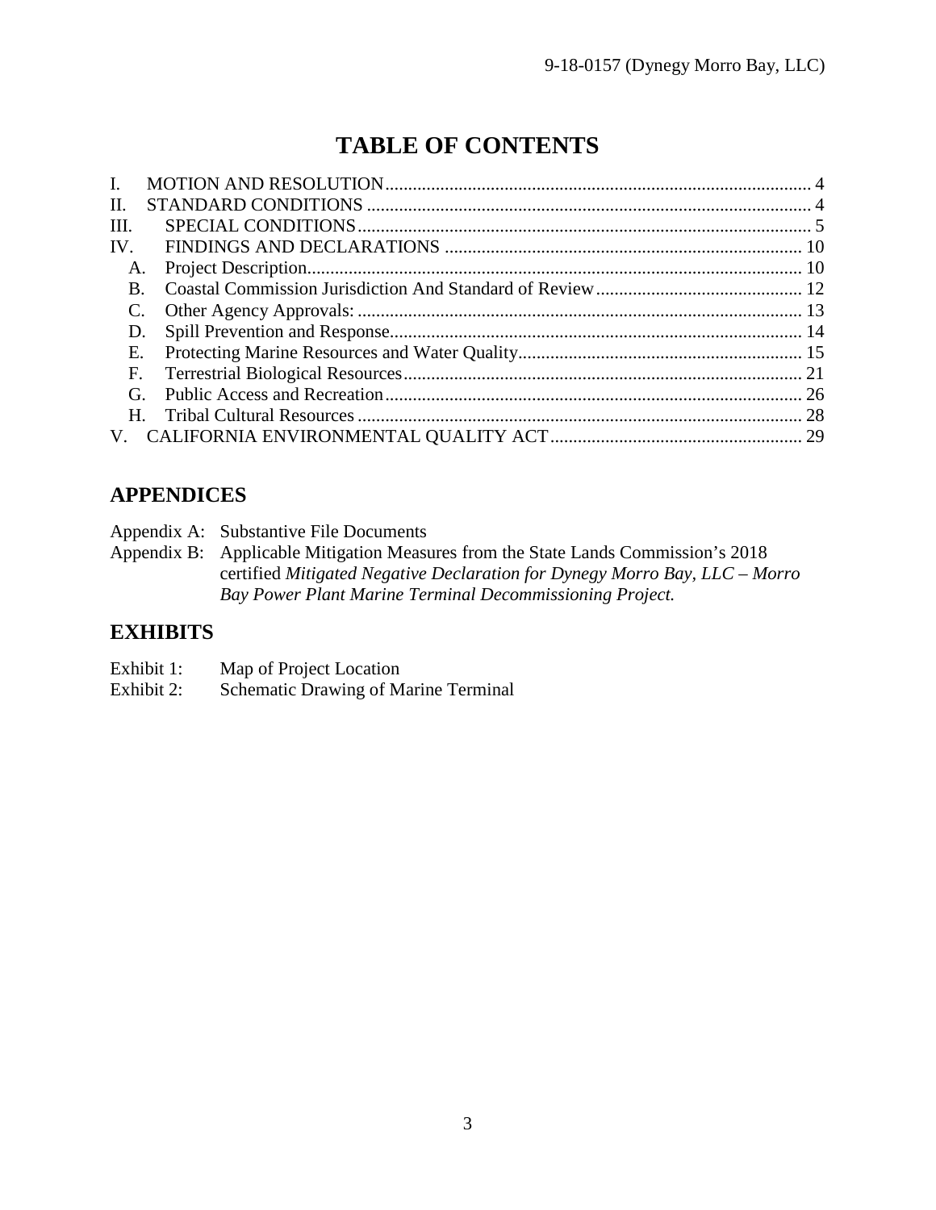# TABLE OF CONTENTS

I. MOTION AND RESOLUTION ... 4
II. STANDARD CONDITIONS ... 4
III. SPECIAL CONDITIONS ... 5
IV. FINDINGS AND DECLARATIONS ... 10
  A. Project Description ... 10
  B. Coastal Commission Jurisdiction And Standard of Review ... 12
  C. Other Agency Approvals: ... 13
  D. Spill Prevention and Response ... 14
  E. Protecting Marine Resources and Water Quality ... 15
  F. Terrestrial Biological Resources ... 21
  G. Public Access and Recreation ... 26
  H. Tribal Cultural Resources ... 28
V. CALIFORNIA ENVIRONMENTAL QUALITY ACT ... 29

## APPENDICES

Appendix A: Substantive File Documents
Appendix B: Applicable Mitigation Measures from the State Lands Commission's 2018 certified *Mitigated Negative Declaration for Dynegy Morro Bay, LLC – Morro Bay Power Plant Marine Terminal Decommissioning Project.*

## EXHIBITS

Exhibit 1: Map of Project Location
Exhibit 2: Schematic Drawing of Marine Terminal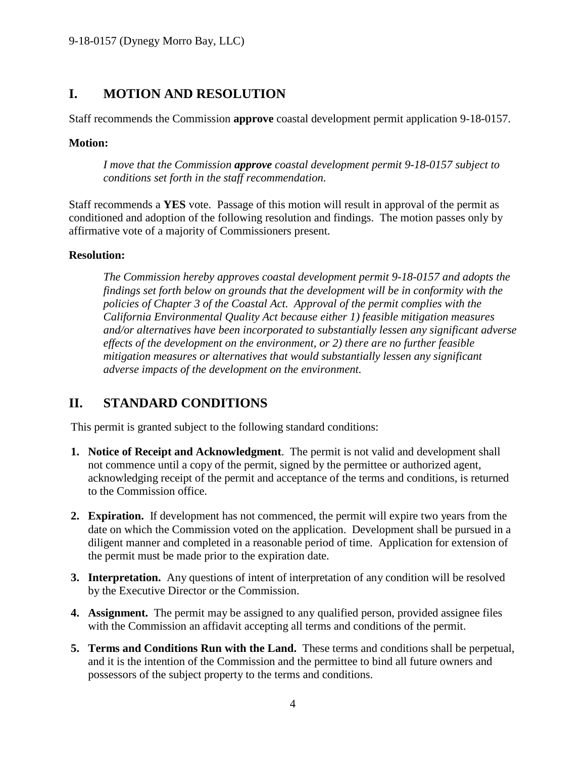## I. MOTION AND RESOLUTION

Staff recommends the Commission **approve** coastal development permit application 9-18-0157.

**Motion:**

> *I move that the Commission **approve** coastal development permit 9-18-0157 subject to conditions set forth in the staff recommendation.*

Staff recommends a **YES** vote. Passage of this motion will result in approval of the permit as conditioned and adoption of the following resolution and findings. The motion passes only by affirmative vote of a majority of Commissioners present.

**Resolution:**

> *The Commission hereby approves coastal development permit 9-18-0157 and adopts the findings set forth below on grounds that the development will be in conformity with the policies of Chapter 3 of the Coastal Act. Approval of the permit complies with the California Environmental Quality Act because either 1) feasible mitigation measures and/or alternatives have been incorporated to substantially lessen any significant adverse effects of the development on the environment, or 2) there are no further feasible mitigation measures or alternatives that would substantially lessen any significant adverse impacts of the development on the environment.*

## II. STANDARD CONDITIONS

This permit is granted subject to the following standard conditions:

1. **Notice of Receipt and Acknowledgment**. The permit is not valid and development shall not commence until a copy of the permit, signed by the permittee or authorized agent, acknowledging receipt of the permit and acceptance of the terms and conditions, is returned to the Commission office.
2. **Expiration.** If development has not commenced, the permit will expire two years from the date on which the Commission voted on the application. Development shall be pursued in a diligent manner and completed in a reasonable period of time. Application for extension of the permit must be made prior to the expiration date.
3. **Interpretation.** Any questions of intent of interpretation of any condition will be resolved by the Executive Director or the Commission.
4. **Assignment.** The permit may be assigned to any qualified person, provided assignee files with the Commission an affidavit accepting all terms and conditions of the permit.
5. **Terms and Conditions Run with the Land.** These terms and conditions shall be perpetual, and it is the intention of the Commission and the permittee to bind all future owners and possessors of the subject property to the terms and conditions.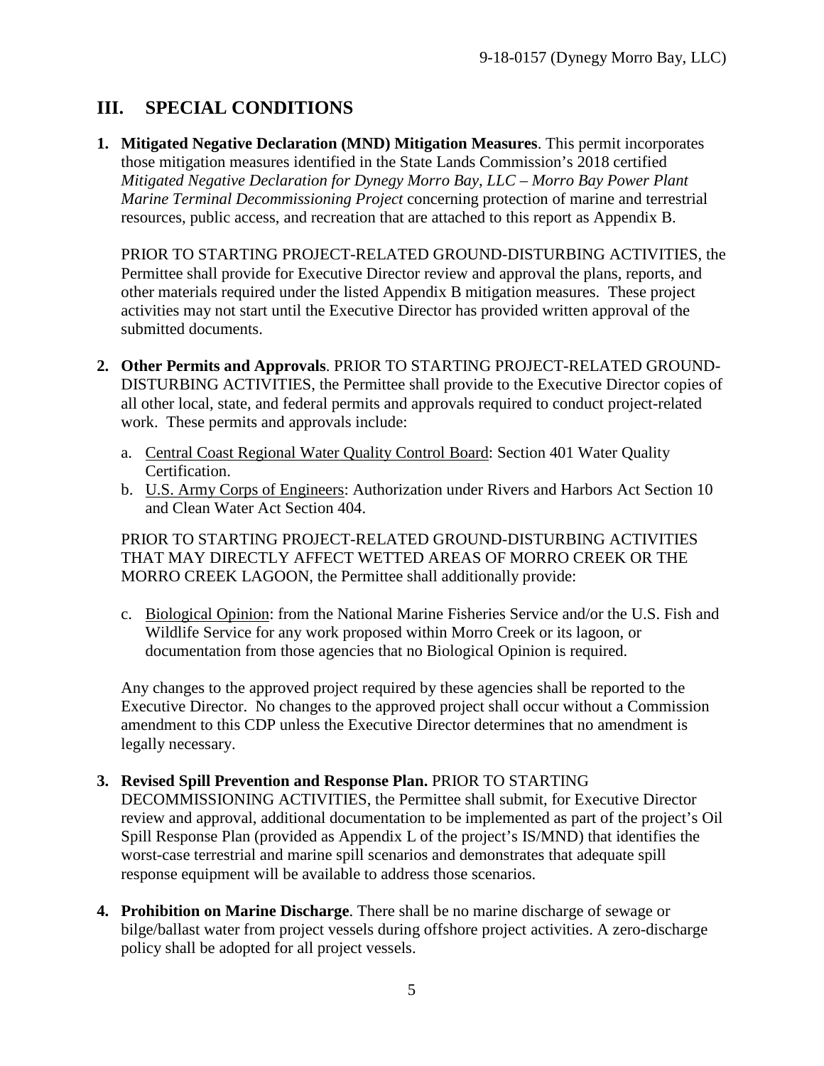## III. SPECIAL CONDITIONS

1. **Mitigated Negative Declaration (MND) Mitigation Measures**. This permit incorporates those mitigation measures identified in the State Lands Commission's 2018 certified *Mitigated Negative Declaration for Dynegy Morro Bay, LLC – Morro Bay Power Plant Marine Terminal Decommissioning Project* concerning protection of marine and terrestrial resources, public access, and recreation that are attached to this report as Appendix B.

   PRIOR TO STARTING PROJECT-RELATED GROUND-DISTURBING ACTIVITIES, the Permittee shall provide for Executive Director review and approval the plans, reports, and other materials required under the listed Appendix B mitigation measures. These project activities may not start until the Executive Director has provided written approval of the submitted documents.

2. **Other Permits and Approvals**. PRIOR TO STARTING PROJECT-RELATED GROUND-DISTURBING ACTIVITIES, the Permittee shall provide to the Executive Director copies of all other local, state, and federal permits and approvals required to conduct project-related work. These permits and approvals include:

   a. Central Coast Regional Water Quality Control Board: Section 401 Water Quality Certification.
   b. U.S. Army Corps of Engineers: Authorization under Rivers and Harbors Act Section 10 and Clean Water Act Section 404.

   PRIOR TO STARTING PROJECT-RELATED GROUND-DISTURBING ACTIVITIES THAT MAY DIRECTLY AFFECT WETTED AREAS OF MORRO CREEK OR THE MORRO CREEK LAGOON, the Permittee shall additionally provide:

   c. Biological Opinion: from the National Marine Fisheries Service and/or the U.S. Fish and Wildlife Service for any work proposed within Morro Creek or its lagoon, or documentation from those agencies that no Biological Opinion is required.

   Any changes to the approved project required by these agencies shall be reported to the Executive Director. No changes to the approved project shall occur without a Commission amendment to this CDP unless the Executive Director determines that no amendment is legally necessary.

3. **Revised Spill Prevention and Response Plan.** PRIOR TO STARTING DECOMMISSIONING ACTIVITIES, the Permittee shall submit, for Executive Director review and approval, additional documentation to be implemented as part of the project's Oil Spill Response Plan (provided as Appendix L of the project's IS/MND) that identifies the worst-case terrestrial and marine spill scenarios and demonstrates that adequate spill response equipment will be available to address those scenarios.

4. **Prohibition on Marine Discharge**. There shall be no marine discharge of sewage or bilge/ballast water from project vessels during offshore project activities. A zero-discharge policy shall be adopted for all project vessels.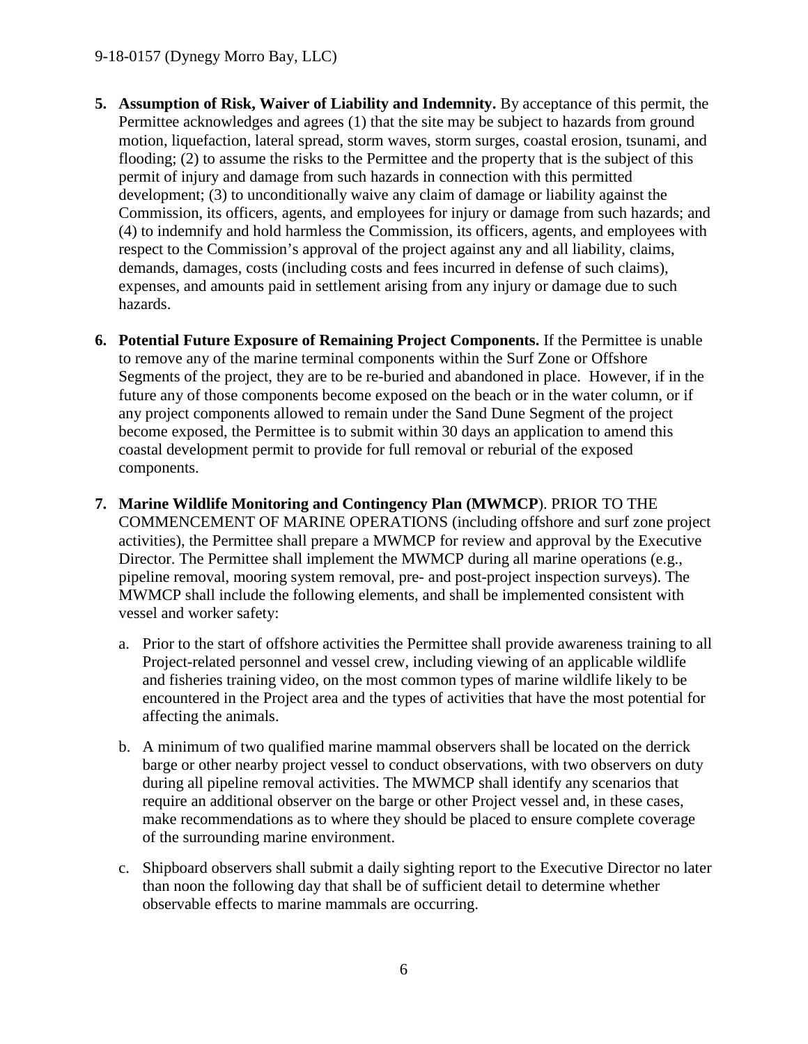5. **Assumption of Risk, Waiver of Liability and Indemnity.** By acceptance of this permit, the Permittee acknowledges and agrees (1) that the site may be subject to hazards from ground motion, liquefaction, lateral spread, storm waves, storm surges, coastal erosion, tsunami, and flooding; (2) to assume the risks to the Permittee and the property that is the subject of this permit of injury and damage from such hazards in connection with this permitted development; (3) to unconditionally waive any claim of damage or liability against the Commission, its officers, agents, and employees for injury or damage from such hazards; and (4) to indemnify and hold harmless the Commission, its officers, agents, and employees with respect to the Commission's approval of the project against any and all liability, claims, demands, damages, costs (including costs and fees incurred in defense of such claims), expenses, and amounts paid in settlement arising from any injury or damage due to such hazards.

6. **Potential Future Exposure of Remaining Project Components.** If the Permittee is unable to remove any of the marine terminal components within the Surf Zone or Offshore Segments of the project, they are to be re-buried and abandoned in place. However, if in the future any of those components become exposed on the beach or in the water column, or if any project components allowed to remain under the Sand Dune Segment of the project become exposed, the Permittee is to submit within 30 days an application to amend this coastal development permit to provide for full removal or reburial of the exposed components.

7. **Marine Wildlife Monitoring and Contingency Plan (MWMCP**). PRIOR TO THE COMMENCEMENT OF MARINE OPERATIONS (including offshore and surf zone project activities), the Permittee shall prepare a MWMCP for review and approval by the Executive Director. The Permittee shall implement the MWMCP during all marine operations (e.g., pipeline removal, mooring system removal, pre- and post-project inspection surveys). The MWMCP shall include the following elements, and shall be implemented consistent with vessel and worker safety:

   a. Prior to the start of offshore activities the Permittee shall provide awareness training to all Project-related personnel and vessel crew, including viewing of an applicable wildlife and fisheries training video, on the most common types of marine wildlife likely to be encountered in the Project area and the types of activities that have the most potential for affecting the animals.

   b. A minimum of two qualified marine mammal observers shall be located on the derrick barge or other nearby project vessel to conduct observations, with two observers on duty during all pipeline removal activities. The MWMCP shall identify any scenarios that require an additional observer on the barge or other Project vessel and, in these cases, make recommendations as to where they should be placed to ensure complete coverage of the surrounding marine environment.

   c. Shipboard observers shall submit a daily sighting report to the Executive Director no later than noon the following day that shall be of sufficient detail to determine whether observable effects to marine mammals are occurring.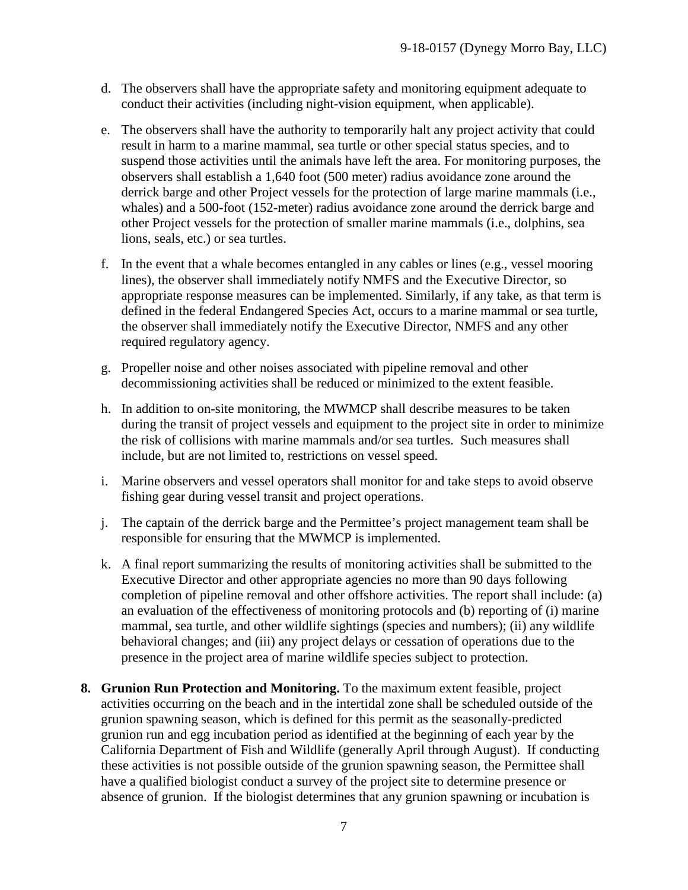d. The observers shall have the appropriate safety and monitoring equipment adequate to conduct their activities (including night-vision equipment, when applicable).

e. The observers shall have the authority to temporarily halt any project activity that could result in harm to a marine mammal, sea turtle or other special status species, and to suspend those activities until the animals have left the area. For monitoring purposes, the observers shall establish a 1,640 foot (500 meter) radius avoidance zone around the derrick barge and other Project vessels for the protection of large marine mammals (i.e., whales) and a 500-foot (152-meter) radius avoidance zone around the derrick barge and other Project vessels for the protection of smaller marine mammals (i.e., dolphins, sea lions, seals, etc.) or sea turtles.

f. In the event that a whale becomes entangled in any cables or lines (e.g., vessel mooring lines), the observer shall immediately notify NMFS and the Executive Director, so appropriate response measures can be implemented. Similarly, if any take, as that term is defined in the federal Endangered Species Act, occurs to a marine mammal or sea turtle, the observer shall immediately notify the Executive Director, NMFS and any other required regulatory agency.

g. Propeller noise and other noises associated with pipeline removal and other decommissioning activities shall be reduced or minimized to the extent feasible.

h. In addition to on-site monitoring, the MWMCP shall describe measures to be taken during the transit of project vessels and equipment to the project site in order to minimize the risk of collisions with marine mammals and/or sea turtles. Such measures shall include, but are not limited to, restrictions on vessel speed.

i. Marine observers and vessel operators shall monitor for and take steps to avoid observe fishing gear during vessel transit and project operations.

j. The captain of the derrick barge and the Permittee's project management team shall be responsible for ensuring that the MWMCP is implemented.

k. A final report summarizing the results of monitoring activities shall be submitted to the Executive Director and other appropriate agencies no more than 90 days following completion of pipeline removal and other offshore activities. The report shall include: (a) an evaluation of the effectiveness of monitoring protocols and (b) reporting of (i) marine mammal, sea turtle, and other wildlife sightings (species and numbers); (ii) any wildlife behavioral changes; and (iii) any project delays or cessation of operations due to the presence in the project area of marine wildlife species subject to protection.

**8. Grunion Run Protection and Monitoring.** To the maximum extent feasible, project activities occurring on the beach and in the intertidal zone shall be scheduled outside of the grunion spawning season, which is defined for this permit as the seasonally-predicted grunion run and egg incubation period as identified at the beginning of each year by the California Department of Fish and Wildlife (generally April through August). If conducting these activities is not possible outside of the grunion spawning season, the Permittee shall have a qualified biologist conduct a survey of the project site to determine presence or absence of grunion. If the biologist determines that any grunion spawning or incubation is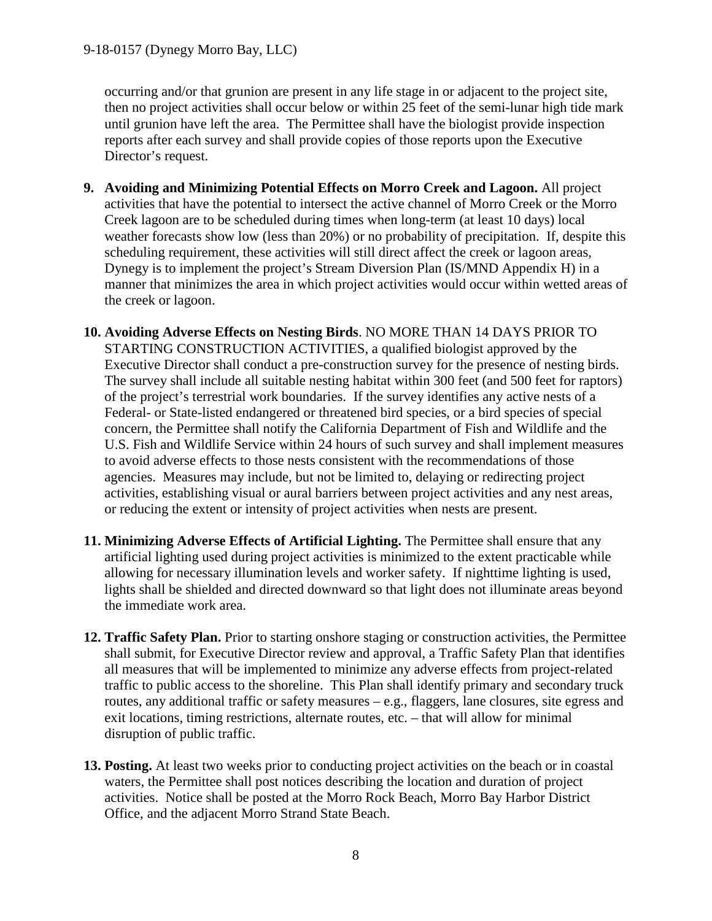occurring and/or that grunion are present in any life stage in or adjacent to the project site, then no project activities shall occur below or within 25 feet of the semi-lunar high tide mark until grunion have left the area. The Permittee shall have the biologist provide inspection reports after each survey and shall provide copies of those reports upon the Executive Director's request.

9. **Avoiding and Minimizing Potential Effects on Morro Creek and Lagoon.** All project activities that have the potential to intersect the active channel of Morro Creek or the Morro Creek lagoon are to be scheduled during times when long-term (at least 10 days) local weather forecasts show low (less than 20%) or no probability of precipitation. If, despite this scheduling requirement, these activities will still direct affect the creek or lagoon areas, Dynegy is to implement the project's Stream Diversion Plan (IS/MND Appendix H) in a manner that minimizes the area in which project activities would occur within wetted areas of the creek or lagoon.

10. **Avoiding Adverse Effects on Nesting Birds**. NO MORE THAN 14 DAYS PRIOR TO STARTING CONSTRUCTION ACTIVITIES, a qualified biologist approved by the Executive Director shall conduct a pre-construction survey for the presence of nesting birds. The survey shall include all suitable nesting habitat within 300 feet (and 500 feet for raptors) of the project's terrestrial work boundaries. If the survey identifies any active nests of a Federal- or State-listed endangered or threatened bird species, or a bird species of special concern, the Permittee shall notify the California Department of Fish and Wildlife and the U.S. Fish and Wildlife Service within 24 hours of such survey and shall implement measures to avoid adverse effects to those nests consistent with the recommendations of those agencies. Measures may include, but not be limited to, delaying or redirecting project activities, establishing visual or aural barriers between project activities and any nest areas, or reducing the extent or intensity of project activities when nests are present.

11. **Minimizing Adverse Effects of Artificial Lighting.** The Permittee shall ensure that any artificial lighting used during project activities is minimized to the extent practicable while allowing for necessary illumination levels and worker safety. If nighttime lighting is used, lights shall be shielded and directed downward so that light does not illuminate areas beyond the immediate work area.

12. **Traffic Safety Plan.** Prior to starting onshore staging or construction activities, the Permittee shall submit, for Executive Director review and approval, a Traffic Safety Plan that identifies all measures that will be implemented to minimize any adverse effects from project-related traffic to public access to the shoreline. This Plan shall identify primary and secondary truck routes, any additional traffic or safety measures – e.g., flaggers, lane closures, site egress and exit locations, timing restrictions, alternate routes, etc. – that will allow for minimal disruption of public traffic.

13. **Posting.** At least two weeks prior to conducting project activities on the beach or in coastal waters, the Permittee shall post notices describing the location and duration of project activities. Notice shall be posted at the Morro Rock Beach, Morro Bay Harbor District Office, and the adjacent Morro Strand State Beach.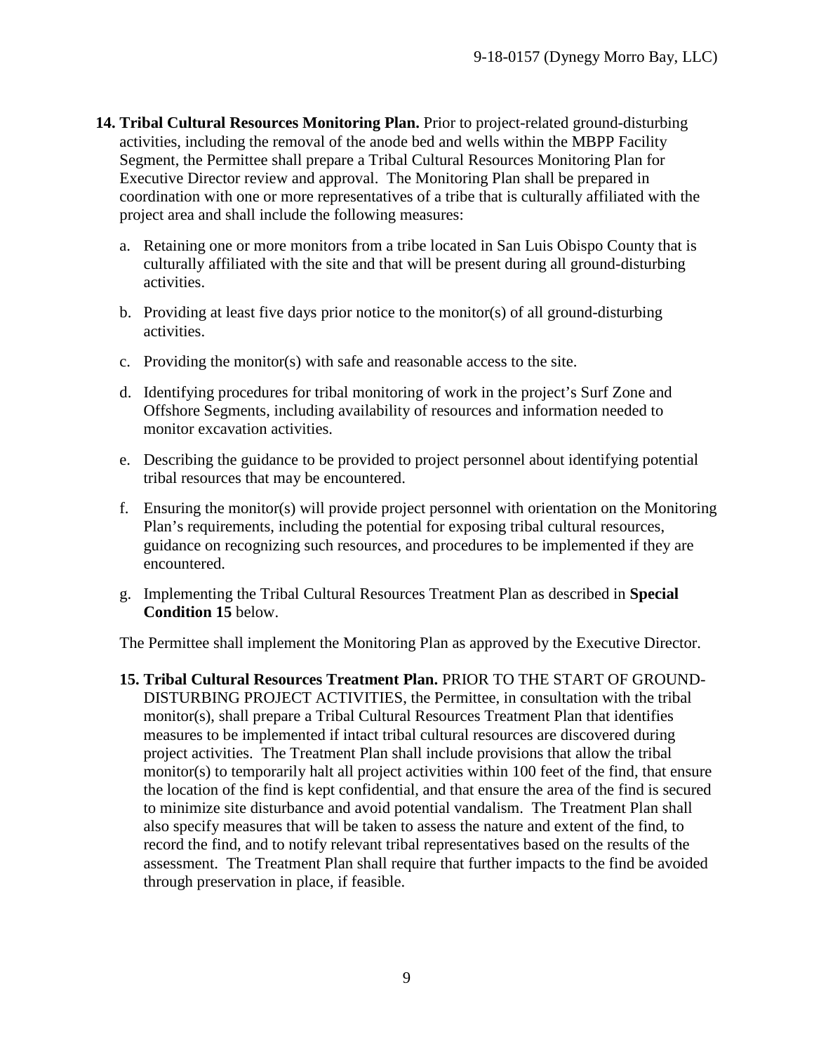14. **Tribal Cultural Resources Monitoring Plan.** Prior to project-related ground-disturbing activities, including the removal of the anode bed and wells within the MBPP Facility Segment, the Permittee shall prepare a Tribal Cultural Resources Monitoring Plan for Executive Director review and approval. The Monitoring Plan shall be prepared in coordination with one or more representatives of a tribe that is culturally affiliated with the project area and shall include the following measures:

    a. Retaining one or more monitors from a tribe located in San Luis Obispo County that is culturally affiliated with the site and that will be present during all ground-disturbing activities.

    b. Providing at least five days prior notice to the monitor(s) of all ground-disturbing activities.

    c. Providing the monitor(s) with safe and reasonable access to the site.

    d. Identifying procedures for tribal monitoring of work in the project's Surf Zone and Offshore Segments, including availability of resources and information needed to monitor excavation activities.

    e. Describing the guidance to be provided to project personnel about identifying potential tribal resources that may be encountered.

    f. Ensuring the monitor(s) will provide project personnel with orientation on the Monitoring Plan's requirements, including the potential for exposing tribal cultural resources, guidance on recognizing such resources, and procedures to be implemented if they are encountered.

    g. Implementing the Tribal Cultural Resources Treatment Plan as described in **Special Condition 15** below.

    The Permittee shall implement the Monitoring Plan as approved by the Executive Director.

15. **Tribal Cultural Resources Treatment Plan.** PRIOR TO THE START OF GROUND-DISTURBING PROJECT ACTIVITIES, the Permittee, in consultation with the tribal monitor(s), shall prepare a Tribal Cultural Resources Treatment Plan that identifies measures to be implemented if intact tribal cultural resources are discovered during project activities. The Treatment Plan shall include provisions that allow the tribal monitor(s) to temporarily halt all project activities within 100 feet of the find, that ensure the location of the find is kept confidential, and that ensure the area of the find is secured to minimize site disturbance and avoid potential vandalism. The Treatment Plan shall also specify measures that will be taken to assess the nature and extent of the find, to record the find, and to notify relevant tribal representatives based on the results of the assessment. The Treatment Plan shall require that further impacts to the find be avoided through preservation in place, if feasible.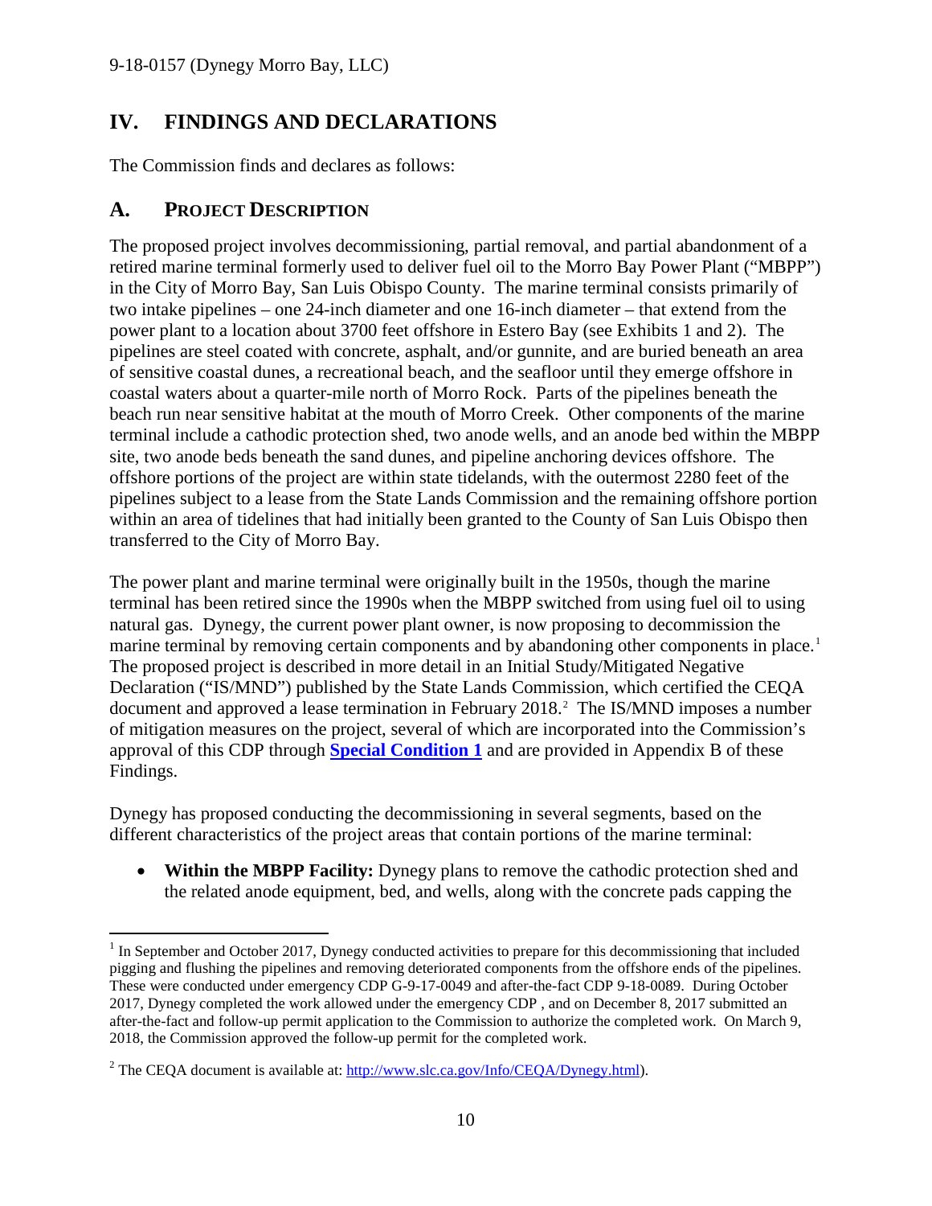## IV. FINDINGS AND DECLARATIONS

The Commission finds and declares as follows:

### A. PROJECT DESCRIPTION

The proposed project involves decommissioning, partial removal, and partial abandonment of a retired marine terminal formerly used to deliver fuel oil to the Morro Bay Power Plant ("MBPP") in the City of Morro Bay, San Luis Obispo County. The marine terminal consists primarily of two intake pipelines – one 24-inch diameter and one 16-inch diameter – that extend from the power plant to a location about 3700 feet offshore in Estero Bay (see Exhibits 1 and 2). The pipelines are steel coated with concrete, asphalt, and/or gunnite, and are buried beneath an area of sensitive coastal dunes, a recreational beach, and the seafloor until they emerge offshore in coastal waters about a quarter-mile north of Morro Rock. Parts of the pipelines beneath the beach run near sensitive habitat at the mouth of Morro Creek. Other components of the marine terminal include a cathodic protection shed, two anode wells, and an anode bed within the MBPP site, two anode beds beneath the sand dunes, and pipeline anchoring devices offshore. The offshore portions of the project are within state tidelands, with the outermost 2280 feet of the pipelines subject to a lease from the State Lands Commission and the remaining offshore portion within an area of tidelines that had initially been granted to the County of San Luis Obispo then transferred to the City of Morro Bay.

The power plant and marine terminal were originally built in the 1950s, though the marine terminal has been retired since the 1990s when the MBPP switched from using fuel oil to using natural gas. Dynegy, the current power plant owner, is now proposing to decommission the marine terminal by removing certain components and by abandoning other components in place.[1] The proposed project is described in more detail in an Initial Study/Mitigated Negative Declaration ("IS/MND") published by the State Lands Commission, which certified the CEQA document and approved a lease termination in February 2018.[2] The IS/MND imposes a number of mitigation measures on the project, several of which are incorporated into the Commission's approval of this CDP through **Special Condition 1** and are provided in Appendix B of these Findings.

Dynegy has proposed conducting the decommissioning in several segments, based on the different characteristics of the project areas that contain portions of the marine terminal:

- **Within the MBPP Facility:** Dynegy plans to remove the cathodic protection shed and the related anode equipment, bed, and wells, along with the concrete pads capping the

---

[1] In September and October 2017, Dynegy conducted activities to prepare for this decommissioning that included pigging and flushing the pipelines and removing deteriorated components from the offshore ends of the pipelines. These were conducted under emergency CDP G-9-17-0049 and after-the-fact CDP 9-18-0089. During October 2017, Dynegy completed the work allowed under the emergency CDP , and on December 8, 2017 submitted an after-the-fact and follow-up permit application to the Commission to authorize the completed work. On March 9, 2018, the Commission approved the follow-up permit for the completed work.

[2] The CEQA document is available at: http://www.slc.ca.gov/Info/CEQA/Dynegy.html).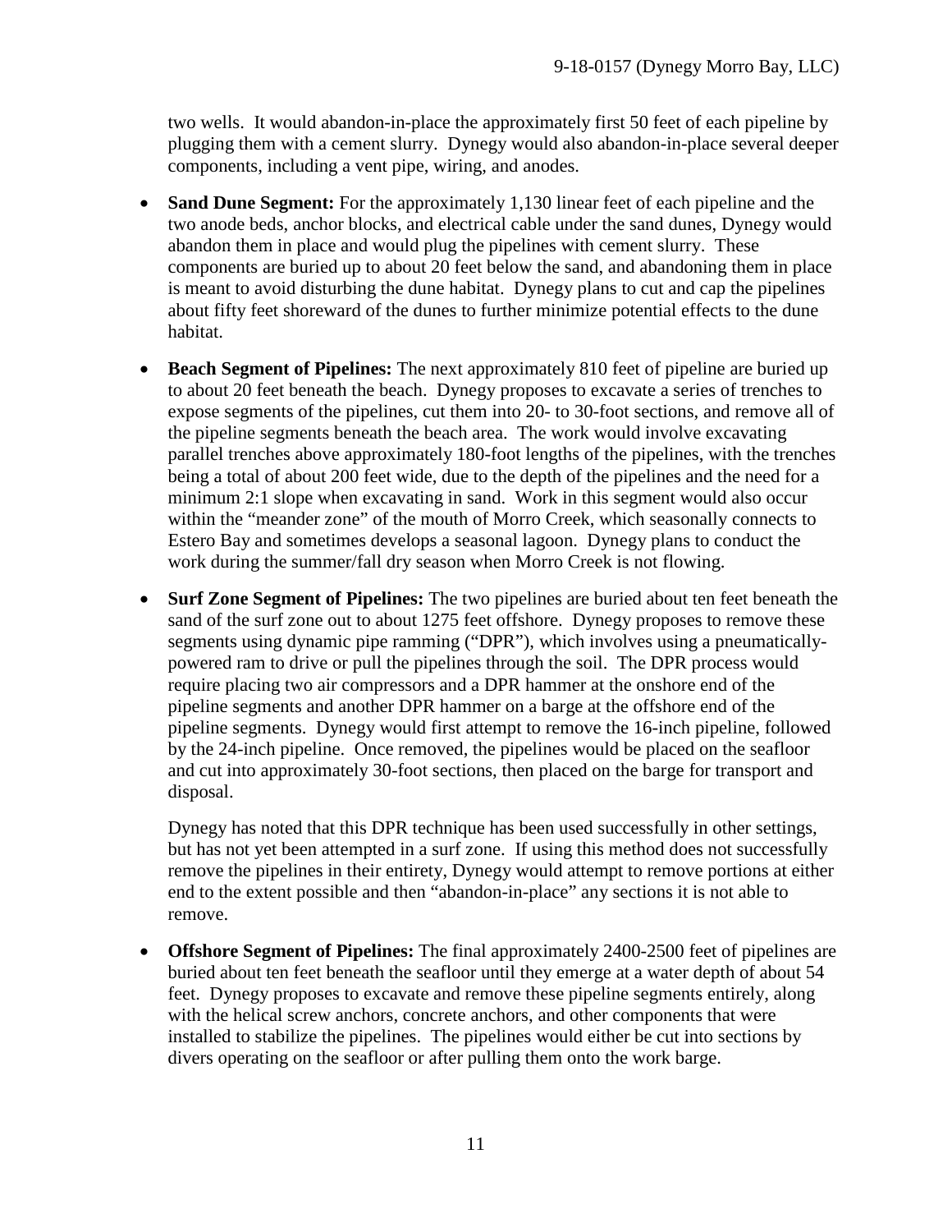two wells. It would abandon-in-place the approximately first 50 feet of each pipeline by plugging them with a cement slurry. Dynegy would also abandon-in-place several deeper components, including a vent pipe, wiring, and anodes.

- **Sand Dune Segment:** For the approximately 1,130 linear feet of each pipeline and the two anode beds, anchor blocks, and electrical cable under the sand dunes, Dynegy would abandon them in place and would plug the pipelines with cement slurry. These components are buried up to about 20 feet below the sand, and abandoning them in place is meant to avoid disturbing the dune habitat. Dynegy plans to cut and cap the pipelines about fifty feet shoreward of the dunes to further minimize potential effects to the dune habitat.
- **Beach Segment of Pipelines:** The next approximately 810 feet of pipeline are buried up to about 20 feet beneath the beach. Dynegy proposes to excavate a series of trenches to expose segments of the pipelines, cut them into 20- to 30-foot sections, and remove all of the pipeline segments beneath the beach area. The work would involve excavating parallel trenches above approximately 180-foot lengths of the pipelines, with the trenches being a total of about 200 feet wide, due to the depth of the pipelines and the need for a minimum 2:1 slope when excavating in sand. Work in this segment would also occur within the "meander zone" of the mouth of Morro Creek, which seasonally connects to Estero Bay and sometimes develops a seasonal lagoon. Dynegy plans to conduct the work during the summer/fall dry season when Morro Creek is not flowing.
- **Surf Zone Segment of Pipelines:** The two pipelines are buried about ten feet beneath the sand of the surf zone out to about 1275 feet offshore. Dynegy proposes to remove these segments using dynamic pipe ramming ("DPR"), which involves using a pneumatically-powered ram to drive or pull the pipelines through the soil. The DPR process would require placing two air compressors and a DPR hammer at the onshore end of the pipeline segments and another DPR hammer on a barge at the offshore end of the pipeline segments. Dynegy would first attempt to remove the 16-inch pipeline, followed by the 24-inch pipeline. Once removed, the pipelines would be placed on the seafloor and cut into approximately 30-foot sections, then placed on the barge for transport and disposal.

  Dynegy has noted that this DPR technique has been used successfully in other settings, but has not yet been attempted in a surf zone. If using this method does not successfully remove the pipelines in their entirety, Dynegy would attempt to remove portions at either end to the extent possible and then "abandon-in-place" any sections it is not able to remove.
- **Offshore Segment of Pipelines:** The final approximately 2400-2500 feet of pipelines are buried about ten feet beneath the seafloor until they emerge at a water depth of about 54 feet. Dynegy proposes to excavate and remove these pipeline segments entirely, along with the helical screw anchors, concrete anchors, and other components that were installed to stabilize the pipelines. The pipelines would either be cut into sections by divers operating on the seafloor or after pulling them onto the work barge.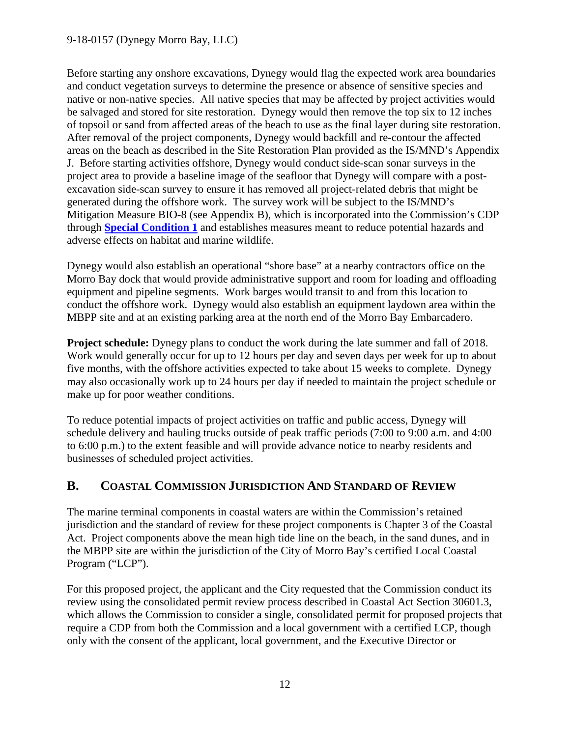Before starting any onshore excavations, Dynegy would flag the expected work area boundaries and conduct vegetation surveys to determine the presence or absence of sensitive species and native or non-native species. All native species that may be affected by project activities would be salvaged and stored for site restoration. Dynegy would then remove the top six to 12 inches of topsoil or sand from affected areas of the beach to use as the final layer during site restoration. After removal of the project components, Dynegy would backfill and re-contour the affected areas on the beach as described in the Site Restoration Plan provided as the IS/MND's Appendix J. Before starting activities offshore, Dynegy would conduct side-scan sonar surveys in the project area to provide a baseline image of the seafloor that Dynegy will compare with a post-excavation side-scan survey to ensure it has removed all project-related debris that might be generated during the offshore work. The survey work will be subject to the IS/MND's Mitigation Measure BIO-8 (see Appendix B), which is incorporated into the Commission's CDP through **Special Condition 1** and establishes measures meant to reduce potential hazards and adverse effects on habitat and marine wildlife.

Dynegy would also establish an operational "shore base" at a nearby contractors office on the Morro Bay dock that would provide administrative support and room for loading and offloading equipment and pipeline segments. Work barges would transit to and from this location to conduct the offshore work. Dynegy would also establish an equipment laydown area within the MBPP site and at an existing parking area at the north end of the Morro Bay Embarcadero.

**Project schedule:** Dynegy plans to conduct the work during the late summer and fall of 2018. Work would generally occur for up to 12 hours per day and seven days per week for up to about five months, with the offshore activities expected to take about 15 weeks to complete. Dynegy may also occasionally work up to 24 hours per day if needed to maintain the project schedule or make up for poor weather conditions.

To reduce potential impacts of project activities on traffic and public access, Dynegy will schedule delivery and hauling trucks outside of peak traffic periods (7:00 to 9:00 a.m. and 4:00 to 6:00 p.m.) to the extent feasible and will provide advance notice to nearby residents and businesses of scheduled project activities.

## B. COASTAL COMMISSION JURISDICTION AND STANDARD OF REVIEW

The marine terminal components in coastal waters are within the Commission's retained jurisdiction and the standard of review for these project components is Chapter 3 of the Coastal Act. Project components above the mean high tide line on the beach, in the sand dunes, and in the MBPP site are within the jurisdiction of the City of Morro Bay's certified Local Coastal Program ("LCP").

For this proposed project, the applicant and the City requested that the Commission conduct its review using the consolidated permit review process described in Coastal Act Section 30601.3, which allows the Commission to consider a single, consolidated permit for proposed projects that require a CDP from both the Commission and a local government with a certified LCP, though only with the consent of the applicant, local government, and the Executive Director or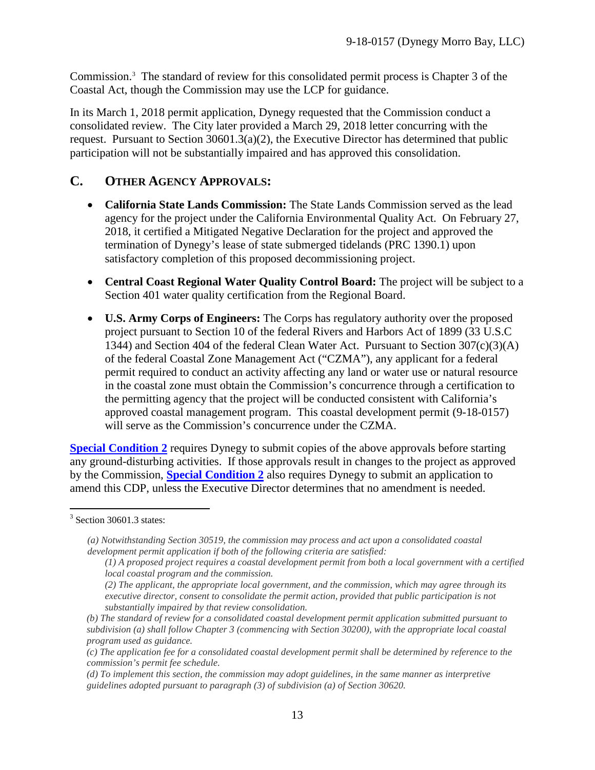Commission.[3] The standard of review for this consolidated permit process is Chapter 3 of the Coastal Act, though the Commission may use the LCP for guidance.

In its March 1, 2018 permit application, Dynegy requested that the Commission conduct a consolidated review. The City later provided a March 29, 2018 letter concurring with the request. Pursuant to Section 30601.3(a)(2), the Executive Director has determined that public participation will not be substantially impaired and has approved this consolidation.

## C. OTHER AGENCY APPROVALS:

- **California State Lands Commission:** The State Lands Commission served as the lead agency for the project under the California Environmental Quality Act. On February 27, 2018, it certified a Mitigated Negative Declaration for the project and approved the termination of Dynegy's lease of state submerged tidelands (PRC 1390.1) upon satisfactory completion of this proposed decommissioning project.
- **Central Coast Regional Water Quality Control Board:** The project will be subject to a Section 401 water quality certification from the Regional Board.
- **U.S. Army Corps of Engineers:** The Corps has regulatory authority over the proposed project pursuant to Section 10 of the federal Rivers and Harbors Act of 1899 (33 U.S.C 1344) and Section 404 of the federal Clean Water Act. Pursuant to Section 307(c)(3)(A) of the federal Coastal Zone Management Act ("CZMA"), any applicant for a federal permit required to conduct an activity affecting any land or water use or natural resource in the coastal zone must obtain the Commission's concurrence through a certification to the permitting agency that the project will be conducted consistent with California's approved coastal management program. This coastal development permit (9-18-0157) will serve as the Commission's concurrence under the CZMA.

**Special Condition 2** requires Dynegy to submit copies of the above approvals before starting any ground-disturbing activities. If those approvals result in changes to the project as approved by the Commission, **Special Condition 2** also requires Dynegy to submit an application to amend this CDP, unless the Executive Director determines that no amendment is needed.

---

[3] Section 30601.3 states:

*(a) Notwithstanding Section 30519, the commission may process and act upon a consolidated coastal development permit application if both of the following criteria are satisfied:*

*(1) A proposed project requires a coastal development permit from both a local government with a certified local coastal program and the commission.*

*(2) The applicant, the appropriate local government, and the commission, which may agree through its executive director, consent to consolidate the permit action, provided that public participation is not substantially impaired by that review consolidation.*

*(b) The standard of review for a consolidated coastal development permit application submitted pursuant to subdivision (a) shall follow Chapter 3 (commencing with Section 30200), with the appropriate local coastal program used as guidance.*

*(c) The application fee for a consolidated coastal development permit shall be determined by reference to the commission's permit fee schedule.*

*(d) To implement this section, the commission may adopt guidelines, in the same manner as interpretive guidelines adopted pursuant to paragraph (3) of subdivision (a) of Section 30620.*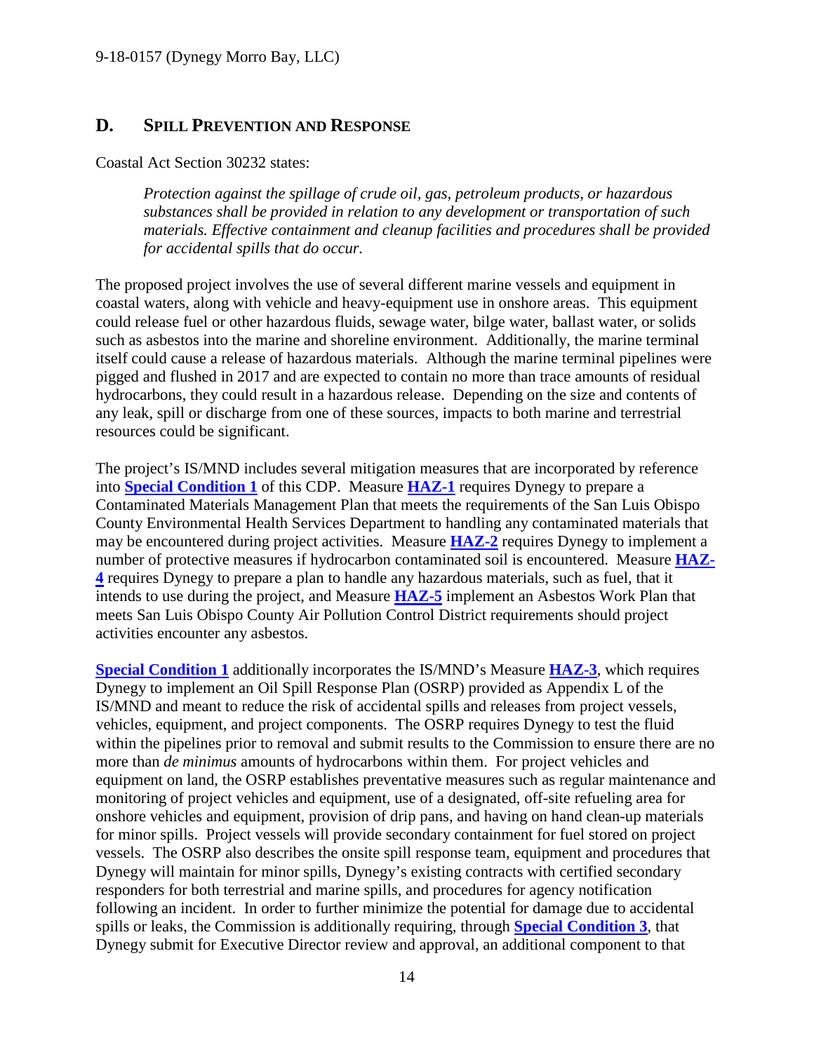## D. SPILL PREVENTION AND RESPONSE

Coastal Act Section 30232 states:

> *Protection against the spillage of crude oil, gas, petroleum products, or hazardous substances shall be provided in relation to any development or transportation of such materials. Effective containment and cleanup facilities and procedures shall be provided for accidental spills that do occur.*

The proposed project involves the use of several different marine vessels and equipment in coastal waters, along with vehicle and heavy-equipment use in onshore areas. This equipment could release fuel or other hazardous fluids, sewage water, bilge water, ballast water, or solids such as asbestos into the marine and shoreline environment. Additionally, the marine terminal itself could cause a release of hazardous materials. Although the marine terminal pipelines were pigged and flushed in 2017 and are expected to contain no more than trace amounts of residual hydrocarbons, they could result in a hazardous release. Depending on the size and contents of any leak, spill or discharge from one of these sources, impacts to both marine and terrestrial resources could be significant.

The project's IS/MND includes several mitigation measures that are incorporated by reference into **Special Condition 1** of this CDP. Measure **HAZ-1** requires Dynegy to prepare a Contaminated Materials Management Plan that meets the requirements of the San Luis Obispo County Environmental Health Services Department to handling any contaminated materials that may be encountered during project activities. Measure **HAZ-2** requires Dynegy to implement a number of protective measures if hydrocarbon contaminated soil is encountered. Measure **HAZ-4** requires Dynegy to prepare a plan to handle any hazardous materials, such as fuel, that it intends to use during the project, and Measure **HAZ-5** implement an Asbestos Work Plan that meets San Luis Obispo County Air Pollution Control District requirements should project activities encounter any asbestos.

**Special Condition 1** additionally incorporates the IS/MND's Measure **HAZ-3**, which requires Dynegy to implement an Oil Spill Response Plan (OSRP) provided as Appendix L of the IS/MND and meant to reduce the risk of accidental spills and releases from project vessels, vehicles, equipment, and project components. The OSRP requires Dynegy to test the fluid within the pipelines prior to removal and submit results to the Commission to ensure there are no more than *de minimus* amounts of hydrocarbons within them. For project vehicles and equipment on land, the OSRP establishes preventative measures such as regular maintenance and monitoring of project vehicles and equipment, use of a designated, off-site refueling area for onshore vehicles and equipment, provision of drip pans, and having on hand clean-up materials for minor spills. Project vessels will provide secondary containment for fuel stored on project vessels. The OSRP also describes the onsite spill response team, equipment and procedures that Dynegy will maintain for minor spills, Dynegy's existing contracts with certified secondary responders for both terrestrial and marine spills, and procedures for agency notification following an incident. In order to further minimize the potential for damage due to accidental spills or leaks, the Commission is additionally requiring, through **Special Condition 3**, that Dynegy submit for Executive Director review and approval, an additional component to that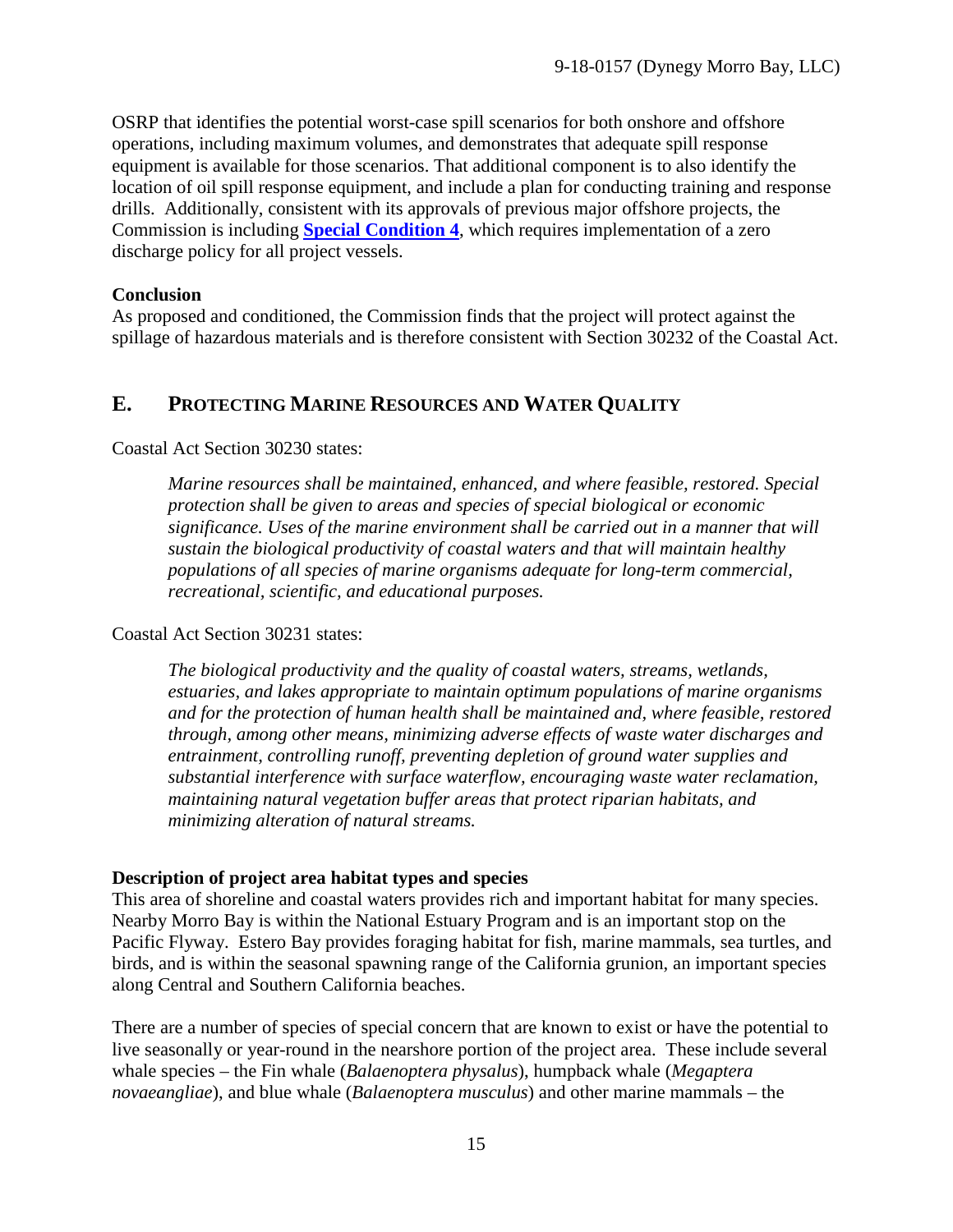OSRP that identifies the potential worst-case spill scenarios for both onshore and offshore operations, including maximum volumes, and demonstrates that adequate spill response equipment is available for those scenarios. That additional component is to also identify the location of oil spill response equipment, and include a plan for conducting training and response drills. Additionally, consistent with its approvals of previous major offshore projects, the Commission is including **Special Condition 4**, which requires implementation of a zero discharge policy for all project vessels.

**Conclusion**
As proposed and conditioned, the Commission finds that the project will protect against the spillage of hazardous materials and is therefore consistent with Section 30232 of the Coastal Act.

## E. PROTECTING MARINE RESOURCES AND WATER QUALITY

Coastal Act Section 30230 states:

> *Marine resources shall be maintained, enhanced, and where feasible, restored. Special protection shall be given to areas and species of special biological or economic significance. Uses of the marine environment shall be carried out in a manner that will sustain the biological productivity of coastal waters and that will maintain healthy populations of all species of marine organisms adequate for long-term commercial, recreational, scientific, and educational purposes.*

Coastal Act Section 30231 states:

> *The biological productivity and the quality of coastal waters, streams, wetlands, estuaries, and lakes appropriate to maintain optimum populations of marine organisms and for the protection of human health shall be maintained and, where feasible, restored through, among other means, minimizing adverse effects of waste water discharges and entrainment, controlling runoff, preventing depletion of ground water supplies and substantial interference with surface waterflow, encouraging waste water reclamation, maintaining natural vegetation buffer areas that protect riparian habitats, and minimizing alteration of natural streams.*

**Description of project area habitat types and species**
This area of shoreline and coastal waters provides rich and important habitat for many species. Nearby Morro Bay is within the National Estuary Program and is an important stop on the Pacific Flyway. Estero Bay provides foraging habitat for fish, marine mammals, sea turtles, and birds, and is within the seasonal spawning range of the California grunion, an important species along Central and Southern California beaches.

There are a number of species of special concern that are known to exist or have the potential to live seasonally or year-round in the nearshore portion of the project area. These include several whale species – the Fin whale (*Balaenoptera physalus*), humpback whale (*Megaptera novaeangliae*), and blue whale (*Balaenoptera musculus*) and other marine mammals – the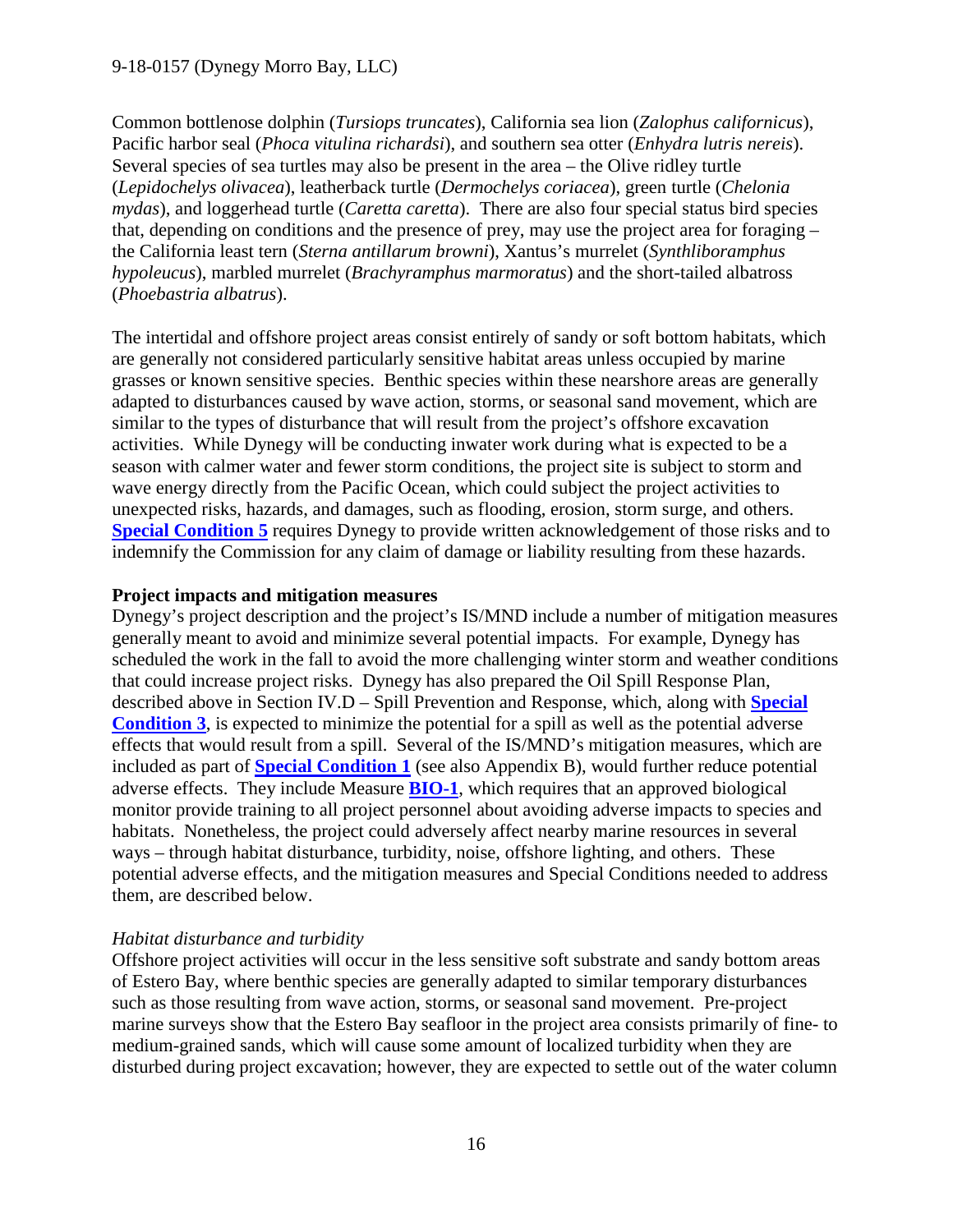Common bottlenose dolphin (*Tursiops truncates*), California sea lion (*Zalophus californicus*), Pacific harbor seal (*Phoca vitulina richardsi*), and southern sea otter (*Enhydra lutris nereis*). Several species of sea turtles may also be present in the area – the Olive ridley turtle (*Lepidochelys olivacea*), leatherback turtle (*Dermochelys coriacea*), green turtle (*Chelonia mydas*), and loggerhead turtle (*Caretta caretta*). There are also four special status bird species that, depending on conditions and the presence of prey, may use the project area for foraging – the California least tern (*Sterna antillarum browni*), Xantus's murrelet (*Synthliboramphus hypoleucus*), marbled murrelet (*Brachyramphus marmoratus*) and the short-tailed albatross (*Phoebastria albatrus*).

The intertidal and offshore project areas consist entirely of sandy or soft bottom habitats, which are generally not considered particularly sensitive habitat areas unless occupied by marine grasses or known sensitive species. Benthic species within these nearshore areas are generally adapted to disturbances caused by wave action, storms, or seasonal sand movement, which are similar to the types of disturbance that will result from the project's offshore excavation activities. While Dynegy will be conducting inwater work during what is expected to be a season with calmer water and fewer storm conditions, the project site is subject to storm and wave energy directly from the Pacific Ocean, which could subject the project activities to unexpected risks, hazards, and damages, such as flooding, erosion, storm surge, and others. **Special Condition 5** requires Dynegy to provide written acknowledgement of those risks and to indemnify the Commission for any claim of damage or liability resulting from these hazards.

**Project impacts and mitigation measures**

Dynegy's project description and the project's IS/MND include a number of mitigation measures generally meant to avoid and minimize several potential impacts. For example, Dynegy has scheduled the work in the fall to avoid the more challenging winter storm and weather conditions that could increase project risks. Dynegy has also prepared the Oil Spill Response Plan, described above in Section IV.D – Spill Prevention and Response, which, along with **Special Condition 3**, is expected to minimize the potential for a spill as well as the potential adverse effects that would result from a spill. Several of the IS/MND's mitigation measures, which are included as part of **Special Condition 1** (see also Appendix B), would further reduce potential adverse effects. They include Measure **BIO-1**, which requires that an approved biological monitor provide training to all project personnel about avoiding adverse impacts to species and habitats. Nonetheless, the project could adversely affect nearby marine resources in several ways – through habitat disturbance, turbidity, noise, offshore lighting, and others. These potential adverse effects, and the mitigation measures and Special Conditions needed to address them, are described below.

*Habitat disturbance and turbidity*

Offshore project activities will occur in the less sensitive soft substrate and sandy bottom areas of Estero Bay, where benthic species are generally adapted to similar temporary disturbances such as those resulting from wave action, storms, or seasonal sand movement. Pre-project marine surveys show that the Estero Bay seafloor in the project area consists primarily of fine- to medium-grained sands, which will cause some amount of localized turbidity when they are disturbed during project excavation; however, they are expected to settle out of the water column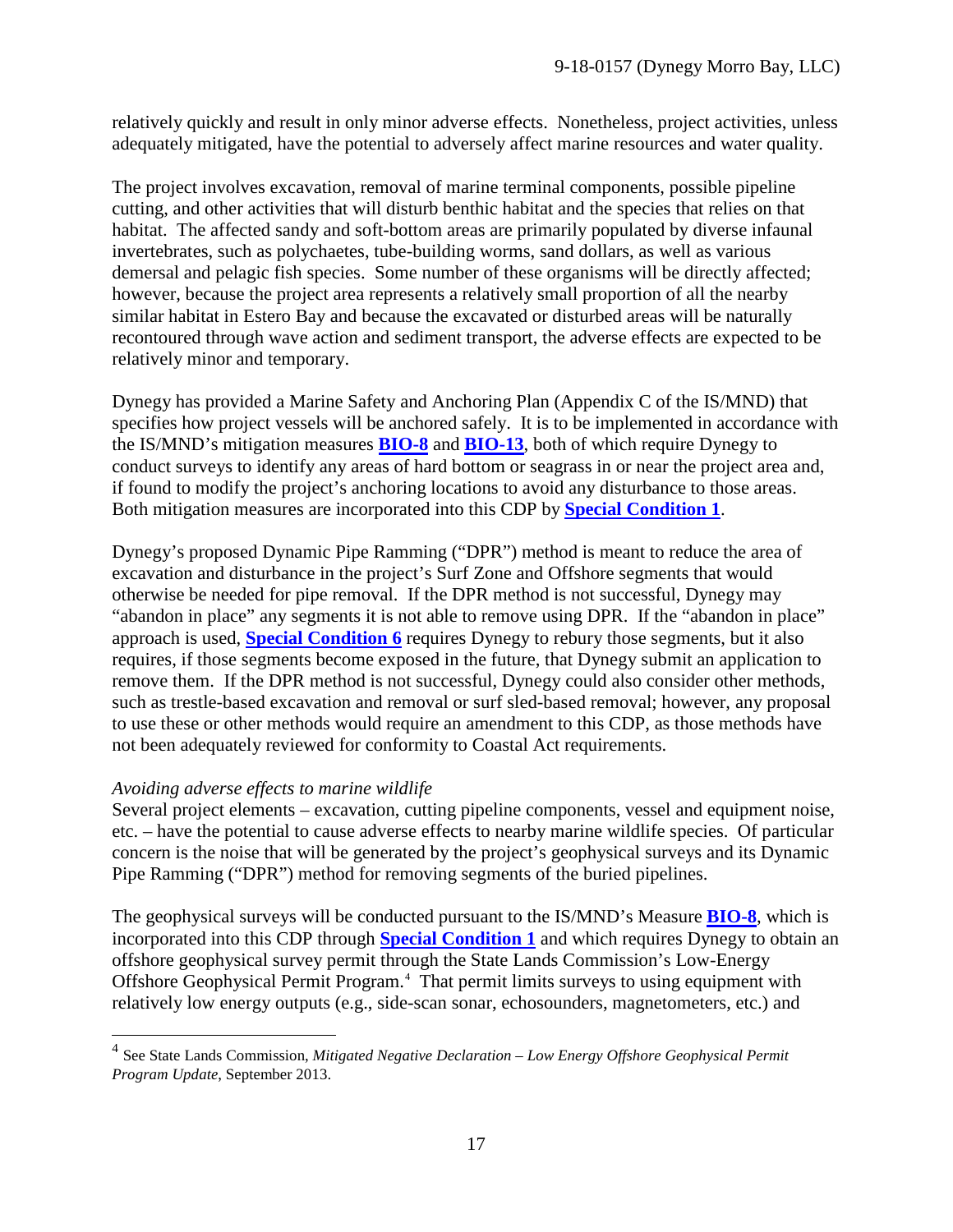relatively quickly and result in only minor adverse effects. Nonetheless, project activities, unless adequately mitigated, have the potential to adversely affect marine resources and water quality.

The project involves excavation, removal of marine terminal components, possible pipeline cutting, and other activities that will disturb benthic habitat and the species that relies on that habitat. The affected sandy and soft-bottom areas are primarily populated by diverse infaunal invertebrates, such as polychaetes, tube-building worms, sand dollars, as well as various demersal and pelagic fish species. Some number of these organisms will be directly affected; however, because the project area represents a relatively small proportion of all the nearby similar habitat in Estero Bay and because the excavated or disturbed areas will be naturally recontoured through wave action and sediment transport, the adverse effects are expected to be relatively minor and temporary.

Dynegy has provided a Marine Safety and Anchoring Plan (Appendix C of the IS/MND) that specifies how project vessels will be anchored safely. It is to be implemented in accordance with the IS/MND's mitigation measures **BIO-8** and **BIO-13**, both of which require Dynegy to conduct surveys to identify any areas of hard bottom or seagrass in or near the project area and, if found to modify the project's anchoring locations to avoid any disturbance to those areas. Both mitigation measures are incorporated into this CDP by **Special Condition 1**.

Dynegy's proposed Dynamic Pipe Ramming ("DPR") method is meant to reduce the area of excavation and disturbance in the project's Surf Zone and Offshore segments that would otherwise be needed for pipe removal. If the DPR method is not successful, Dynegy may "abandon in place" any segments it is not able to remove using DPR. If the "abandon in place" approach is used, **Special Condition 6** requires Dynegy to rebury those segments, but it also requires, if those segments become exposed in the future, that Dynegy submit an application to remove them. If the DPR method is not successful, Dynegy could also consider other methods, such as trestle-based excavation and removal or surf sled-based removal; however, any proposal to use these or other methods would require an amendment to this CDP, as those methods have not been adequately reviewed for conformity to Coastal Act requirements.

*Avoiding adverse effects to marine wildlife*

Several project elements – excavation, cutting pipeline components, vessel and equipment noise, etc. – have the potential to cause adverse effects to nearby marine wildlife species. Of particular concern is the noise that will be generated by the project's geophysical surveys and its Dynamic Pipe Ramming ("DPR") method for removing segments of the buried pipelines.

The geophysical surveys will be conducted pursuant to the IS/MND's Measure **BIO-8**, which is incorporated into this CDP through **Special Condition 1** and which requires Dynegy to obtain an offshore geophysical survey permit through the State Lands Commission's Low-Energy Offshore Geophysical Permit Program.[4] That permit limits surveys to using equipment with relatively low energy outputs (e.g., side-scan sonar, echosounders, magnetometers, etc.) and

[4] See State Lands Commission, *Mitigated Negative Declaration – Low Energy Offshore Geophysical Permit Program Update*, September 2013.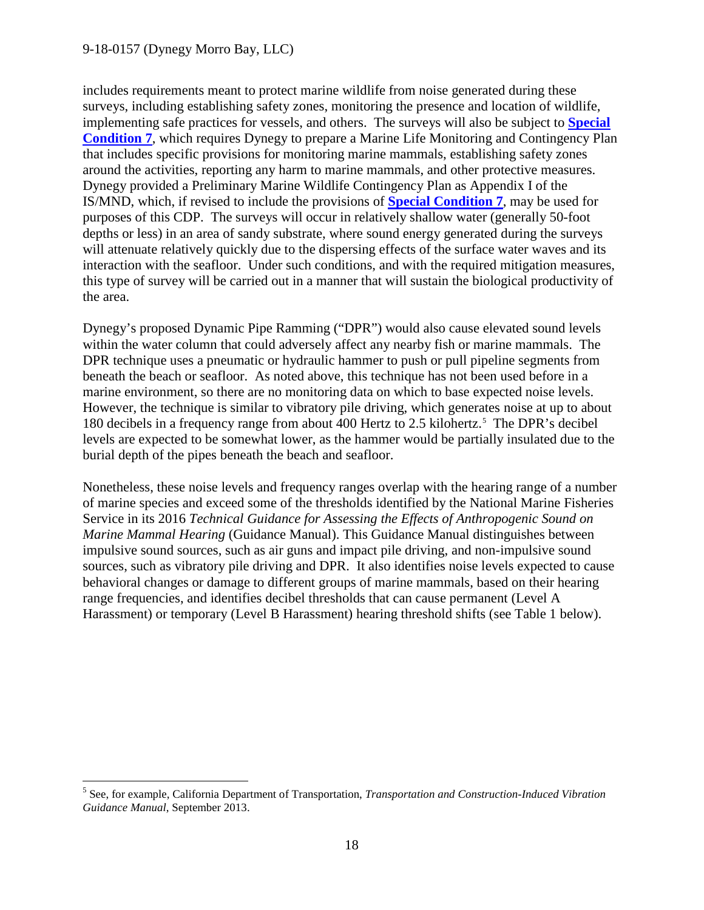includes requirements meant to protect marine wildlife from noise generated during these surveys, including establishing safety zones, monitoring the presence and location of wildlife, implementing safe practices for vessels, and others. The surveys will also be subject to **Special Condition 7**, which requires Dynegy to prepare a Marine Life Monitoring and Contingency Plan that includes specific provisions for monitoring marine mammals, establishing safety zones around the activities, reporting any harm to marine mammals, and other protective measures. Dynegy provided a Preliminary Marine Wildlife Contingency Plan as Appendix I of the IS/MND, which, if revised to include the provisions of **Special Condition 7**, may be used for purposes of this CDP. The surveys will occur in relatively shallow water (generally 50-foot depths or less) in an area of sandy substrate, where sound energy generated during the surveys will attenuate relatively quickly due to the dispersing effects of the surface water waves and its interaction with the seafloor. Under such conditions, and with the required mitigation measures, this type of survey will be carried out in a manner that will sustain the biological productivity of the area.

Dynegy's proposed Dynamic Pipe Ramming ("DPR") would also cause elevated sound levels within the water column that could adversely affect any nearby fish or marine mammals. The DPR technique uses a pneumatic or hydraulic hammer to push or pull pipeline segments from beneath the beach or seafloor. As noted above, this technique has not been used before in a marine environment, so there are no monitoring data on which to base expected noise levels. However, the technique is similar to vibratory pile driving, which generates noise at up to about 180 decibels in a frequency range from about 400 Hertz to 2.5 kilohertz.[5] The DPR's decibel levels are expected to be somewhat lower, as the hammer would be partially insulated due to the burial depth of the pipes beneath the beach and seafloor.

Nonetheless, these noise levels and frequency ranges overlap with the hearing range of a number of marine species and exceed some of the thresholds identified by the National Marine Fisheries Service in its 2016 *Technical Guidance for Assessing the Effects of Anthropogenic Sound on Marine Mammal Hearing* (Guidance Manual). This Guidance Manual distinguishes between impulsive sound sources, such as air guns and impact pile driving, and non-impulsive sound sources, such as vibratory pile driving and DPR. It also identifies noise levels expected to cause behavioral changes or damage to different groups of marine mammals, based on their hearing range frequencies, and identifies decibel thresholds that can cause permanent (Level A Harassment) or temporary (Level B Harassment) hearing threshold shifts (see Table 1 below).

[5] See, for example, California Department of Transportation, *Transportation and Construction-Induced Vibration Guidance Manual*, September 2013.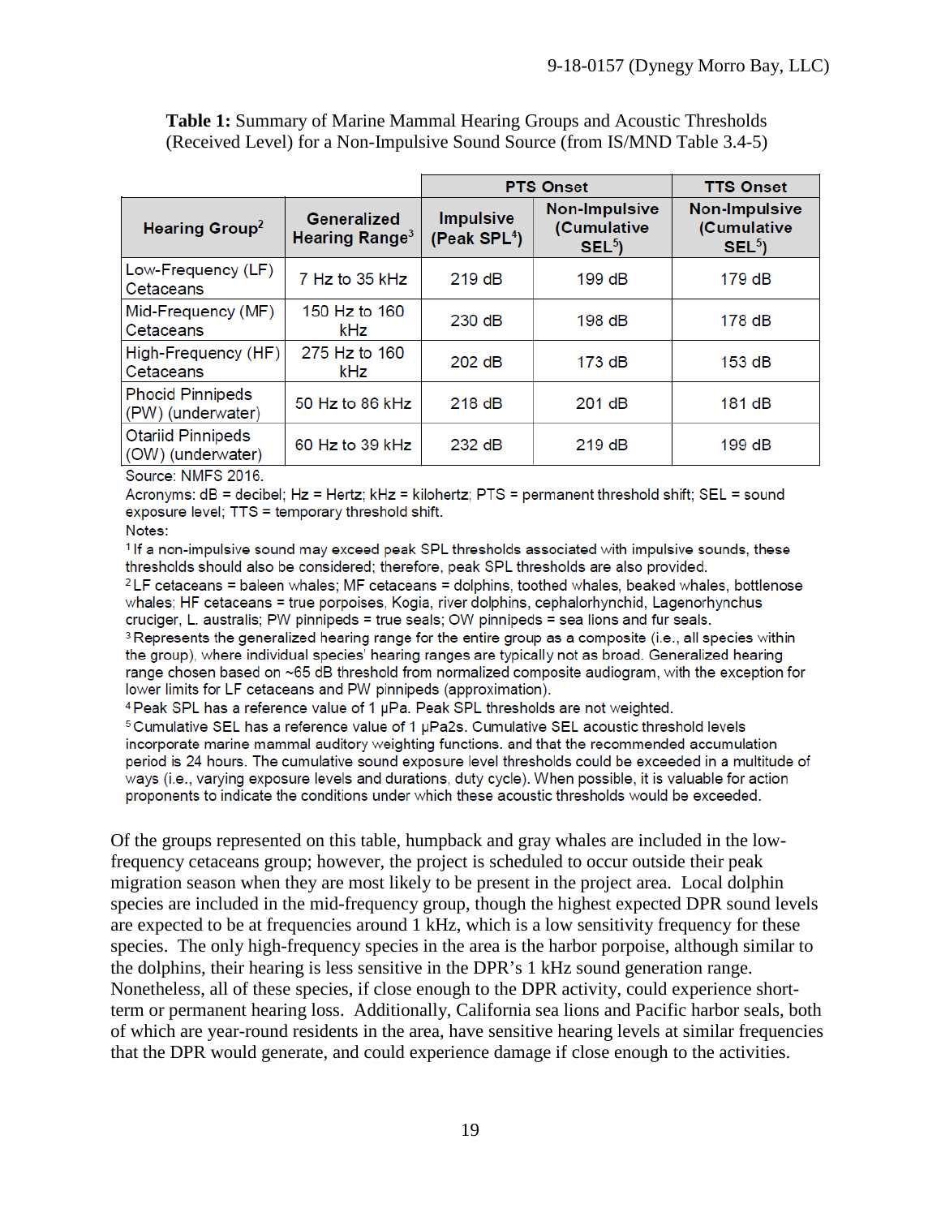**Table 1:** Summary of Marine Mammal Hearing Groups and Acoustic Thresholds (Received Level) for a Non-Impulsive Sound Source (from IS/MND Table 3.4-5)

| | | PTS Onset | | TTS Onset |
|---|---|---|---|---|
| **Hearing Group**[2] | **Generalized Hearing Range**[3] | **Impulsive (Peak SPL**[4]**)** | **Non-Impulsive (Cumulative SEL**[5]**)** | **Non-Impulsive (Cumulative SEL**[5]**)** |
| Low-Frequency (LF) Cetaceans | 7 Hz to 35 kHz | 219 dB | 199 dB | 179 dB |
| Mid-Frequency (MF) Cetaceans | 150 Hz to 160 kHz | 230 dB | 198 dB | 178 dB |
| High-Frequency (HF) Cetaceans | 275 Hz to 160 kHz | 202 dB | 173 dB | 153 dB |
| Phocid Pinnipeds (PW) (underwater) | 50 Hz to 86 kHz | 218 dB | 201 dB | 181 dB |
| Otariid Pinnipeds (OW) (underwater) | 60 Hz to 39 kHz | 232 dB | 219 dB | 199 dB |

Source: NMFS 2016.

Acronyms: dB = decibel; Hz = Hertz; kHz = kilohertz; PTS = permanent threshold shift; SEL = sound exposure level; TTS = temporary threshold shift.

Notes:

[1] If a non-impulsive sound may exceed peak SPL thresholds associated with impulsive sounds, these thresholds should also be considered; therefore, peak SPL thresholds are also provided.

[2] LF cetaceans = baleen whales; MF cetaceans = dolphins, toothed whales, beaked whales, bottlenose whales; HF cetaceans = true porpoises, Kogia, river dolphins, cephalorhynchid, Lagenorhynchus cruciger, L. australis; PW pinnipeds = true seals; OW pinnipeds = sea lions and fur seals.

[3] Represents the generalized hearing range for the entire group as a composite (i.e., all species within the group), where individual species' hearing ranges are typically not as broad. Generalized hearing range chosen based on ~65 dB threshold from normalized composite audiogram, with the exception for lower limits for LF cetaceans and PW pinnipeds (approximation).

[4] Peak SPL has a reference value of 1 µPa. Peak SPL thresholds are not weighted.

[5] Cumulative SEL has a reference value of 1 µPa2s. Cumulative SEL acoustic threshold levels incorporate marine mammal auditory weighting functions. and that the recommended accumulation period is 24 hours. The cumulative sound exposure level thresholds could be exceeded in a multitude of ways (i.e., varying exposure levels and durations, duty cycle). When possible, it is valuable for action proponents to indicate the conditions under which these acoustic thresholds would be exceeded.

Of the groups represented on this table, humpback and gray whales are included in the low-frequency cetaceans group; however, the project is scheduled to occur outside their peak migration season when they are most likely to be present in the project area. Local dolphin species are included in the mid-frequency group, though the highest expected DPR sound levels are expected to be at frequencies around 1 kHz, which is a low sensitivity frequency for these species. The only high-frequency species in the area is the harbor porpoise, although similar to the dolphins, their hearing is less sensitive in the DPR's 1 kHz sound generation range. Nonetheless, all of these species, if close enough to the DPR activity, could experience short-term or permanent hearing loss. Additionally, California sea lions and Pacific harbor seals, both of which are year-round residents in the area, have sensitive hearing levels at similar frequencies that the DPR would generate, and could experience damage if close enough to the activities.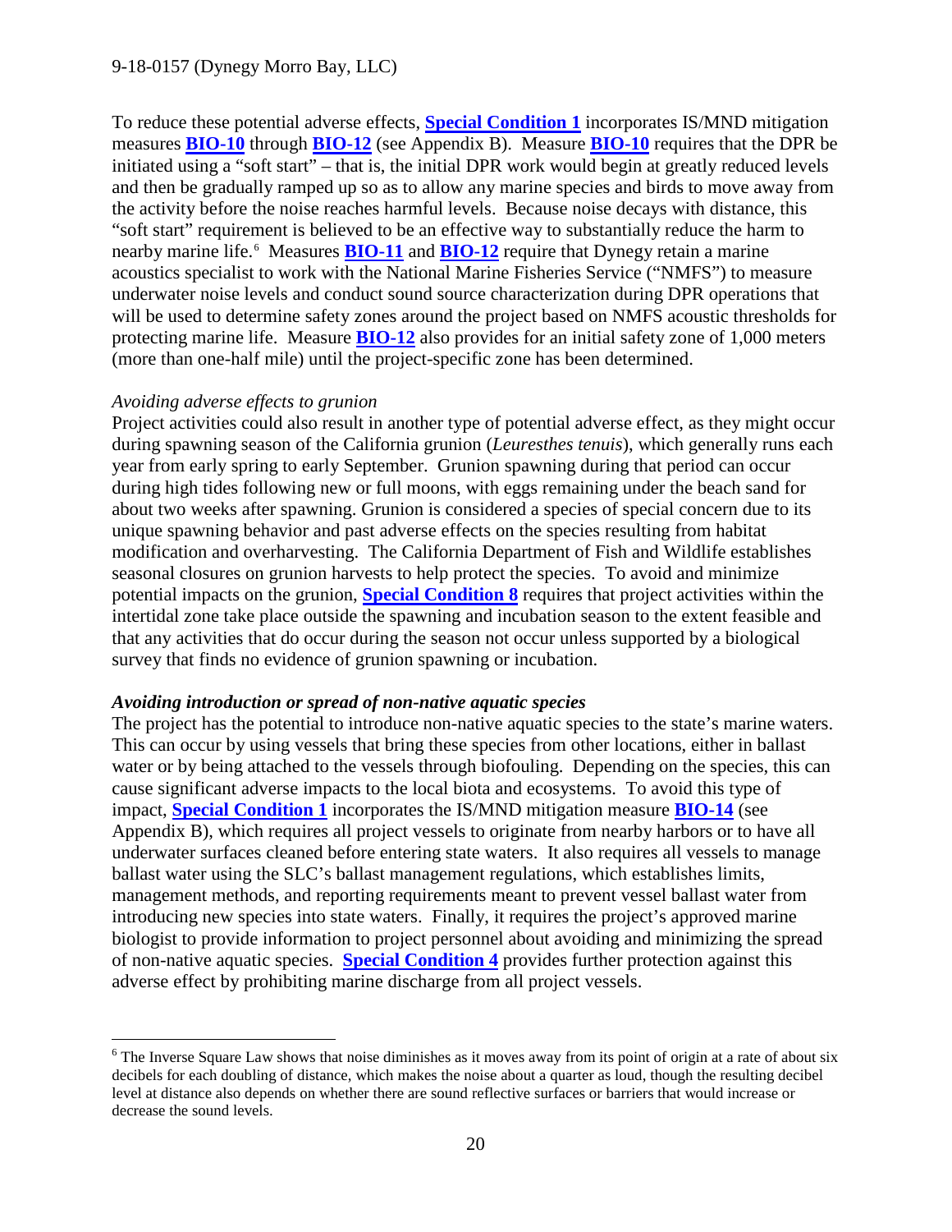To reduce these potential adverse effects, **Special Condition 1** incorporates IS/MND mitigation measures **BIO-10** through **BIO-12** (see Appendix B). Measure **BIO-10** requires that the DPR be initiated using a "soft start" – that is, the initial DPR work would begin at greatly reduced levels and then be gradually ramped up so as to allow any marine species and birds to move away from the activity before the noise reaches harmful levels. Because noise decays with distance, this "soft start" requirement is believed to be an effective way to substantially reduce the harm to nearby marine life.[6] Measures **BIO-11** and **BIO-12** require that Dynegy retain a marine acoustics specialist to work with the National Marine Fisheries Service ("NMFS") to measure underwater noise levels and conduct sound source characterization during DPR operations that will be used to determine safety zones around the project based on NMFS acoustic thresholds for protecting marine life. Measure **BIO-12** also provides for an initial safety zone of 1,000 meters (more than one-half mile) until the project-specific zone has been determined.

*Avoiding adverse effects to grunion*

Project activities could also result in another type of potential adverse effect, as they might occur during spawning season of the California grunion (*Leuresthes tenuis*), which generally runs each year from early spring to early September. Grunion spawning during that period can occur during high tides following new or full moons, with eggs remaining under the beach sand for about two weeks after spawning. Grunion is considered a species of special concern due to its unique spawning behavior and past adverse effects on the species resulting from habitat modification and overharvesting. The California Department of Fish and Wildlife establishes seasonal closures on grunion harvests to help protect the species. To avoid and minimize potential impacts on the grunion, **Special Condition 8** requires that project activities within the intertidal zone take place outside the spawning and incubation season to the extent feasible and that any activities that do occur during the season not occur unless supported by a biological survey that finds no evidence of grunion spawning or incubation.

***Avoiding introduction or spread of non-native aquatic species***

The project has the potential to introduce non-native aquatic species to the state's marine waters. This can occur by using vessels that bring these species from other locations, either in ballast water or by being attached to the vessels through biofouling. Depending on the species, this can cause significant adverse impacts to the local biota and ecosystems. To avoid this type of impact, **Special Condition 1** incorporates the IS/MND mitigation measure **BIO-14** (see Appendix B), which requires all project vessels to originate from nearby harbors or to have all underwater surfaces cleaned before entering state waters. It also requires all vessels to manage ballast water using the SLC's ballast management regulations, which establishes limits, management methods, and reporting requirements meant to prevent vessel ballast water from introducing new species into state waters. Finally, it requires the project's approved marine biologist to provide information to project personnel about avoiding and minimizing the spread of non-native aquatic species. **Special Condition 4** provides further protection against this adverse effect by prohibiting marine discharge from all project vessels.

---

[6] The Inverse Square Law shows that noise diminishes as it moves away from its point of origin at a rate of about six decibels for each doubling of distance, which makes the noise about a quarter as loud, though the resulting decibel level at distance also depends on whether there are sound reflective surfaces or barriers that would increase or decrease the sound levels.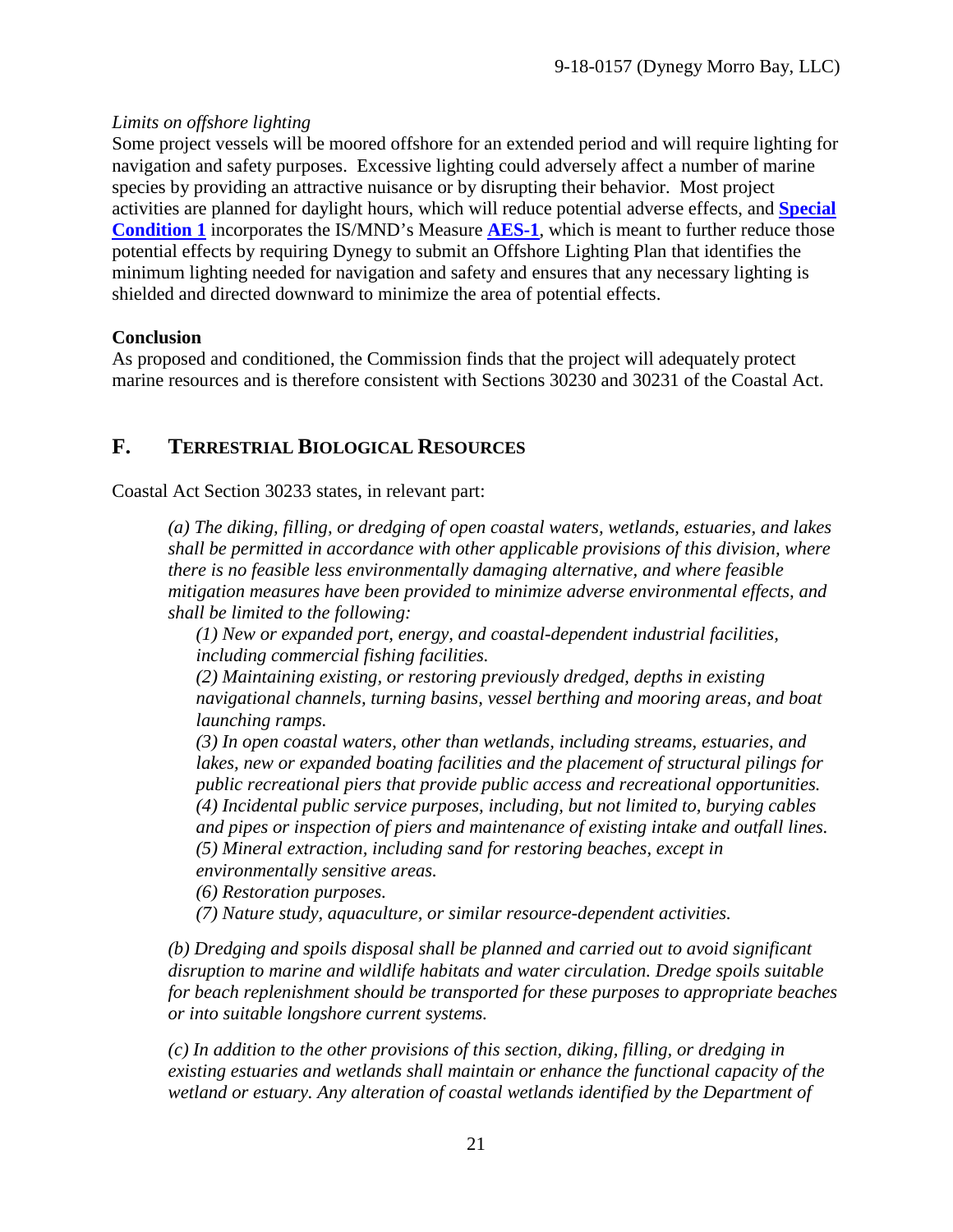*Limits on offshore lighting*

Some project vessels will be moored offshore for an extended period and will require lighting for navigation and safety purposes. Excessive lighting could adversely affect a number of marine species by providing an attractive nuisance or by disrupting their behavior. Most project activities are planned for daylight hours, which will reduce potential adverse effects, and **Special Condition 1** incorporates the IS/MND's Measure **AES-1**, which is meant to further reduce those potential effects by requiring Dynegy to submit an Offshore Lighting Plan that identifies the minimum lighting needed for navigation and safety and ensures that any necessary lighting is shielded and directed downward to minimize the area of potential effects.

**Conclusion**

As proposed and conditioned, the Commission finds that the project will adequately protect marine resources and is therefore consistent with Sections 30230 and 30231 of the Coastal Act.

## F. TERRESTRIAL BIOLOGICAL RESOURCES

Coastal Act Section 30233 states, in relevant part:

> *(a) The diking, filling, or dredging of open coastal waters, wetlands, estuaries, and lakes shall be permitted in accordance with other applicable provisions of this division, where there is no feasible less environmentally damaging alternative, and where feasible mitigation measures have been provided to minimize adverse environmental effects, and shall be limited to the following:*
>
> *(1) New or expanded port, energy, and coastal-dependent industrial facilities, including commercial fishing facilities.*
>
> *(2) Maintaining existing, or restoring previously dredged, depths in existing navigational channels, turning basins, vessel berthing and mooring areas, and boat launching ramps.*
>
> *(3) In open coastal waters, other than wetlands, including streams, estuaries, and lakes, new or expanded boating facilities and the placement of structural pilings for public recreational piers that provide public access and recreational opportunities.*
>
> *(4) Incidental public service purposes, including, but not limited to, burying cables and pipes or inspection of piers and maintenance of existing intake and outfall lines.*
>
> *(5) Mineral extraction, including sand for restoring beaches, except in environmentally sensitive areas.*
>
> *(6) Restoration purposes.*
>
> *(7) Nature study, aquaculture, or similar resource-dependent activities.*
>
> *(b) Dredging and spoils disposal shall be planned and carried out to avoid significant disruption to marine and wildlife habitats and water circulation. Dredge spoils suitable for beach replenishment should be transported for these purposes to appropriate beaches or into suitable longshore current systems.*
>
> *(c) In addition to the other provisions of this section, diking, filling, or dredging in existing estuaries and wetlands shall maintain or enhance the functional capacity of the wetland or estuary. Any alteration of coastal wetlands identified by the Department of*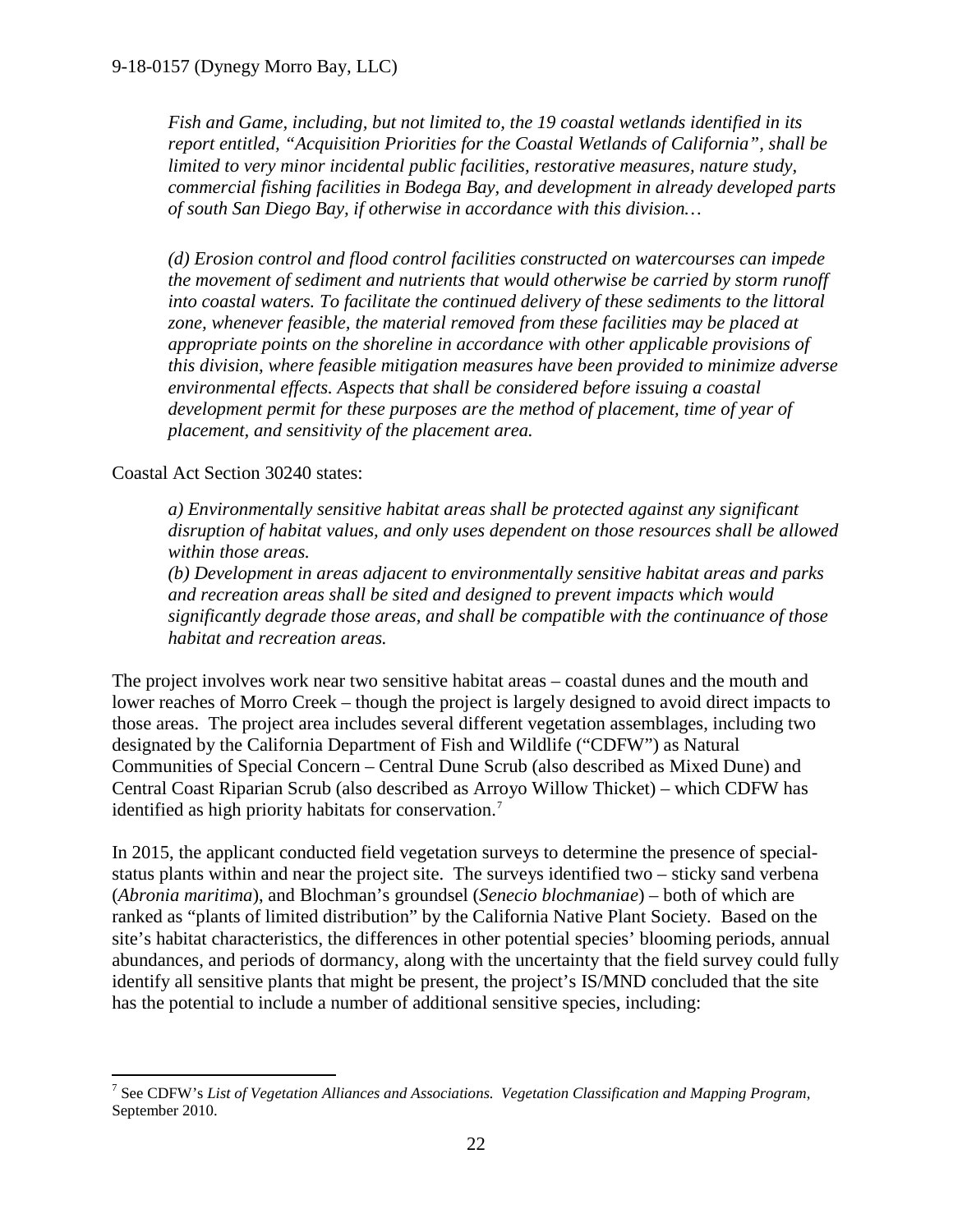*Fish and Game, including, but not limited to, the 19 coastal wetlands identified in its report entitled, "Acquisition Priorities for the Coastal Wetlands of California", shall be limited to very minor incidental public facilities, restorative measures, nature study, commercial fishing facilities in Bodega Bay, and development in already developed parts of south San Diego Bay, if otherwise in accordance with this division…*

*(d) Erosion control and flood control facilities constructed on watercourses can impede the movement of sediment and nutrients that would otherwise be carried by storm runoff into coastal waters. To facilitate the continued delivery of these sediments to the littoral zone, whenever feasible, the material removed from these facilities may be placed at appropriate points on the shoreline in accordance with other applicable provisions of this division, where feasible mitigation measures have been provided to minimize adverse environmental effects. Aspects that shall be considered before issuing a coastal development permit for these purposes are the method of placement, time of year of placement, and sensitivity of the placement area.*

Coastal Act Section 30240 states:

*a) Environmentally sensitive habitat areas shall be protected against any significant disruption of habitat values, and only uses dependent on those resources shall be allowed within those areas.*
*(b) Development in areas adjacent to environmentally sensitive habitat areas and parks and recreation areas shall be sited and designed to prevent impacts which would significantly degrade those areas, and shall be compatible with the continuance of those habitat and recreation areas.*

The project involves work near two sensitive habitat areas – coastal dunes and the mouth and lower reaches of Morro Creek – though the project is largely designed to avoid direct impacts to those areas. The project area includes several different vegetation assemblages, including two designated by the California Department of Fish and Wildlife ("CDFW") as Natural Communities of Special Concern – Central Dune Scrub (also described as Mixed Dune) and Central Coast Riparian Scrub (also described as Arroyo Willow Thicket) – which CDFW has identified as high priority habitats for conservation.[7]

In 2015, the applicant conducted field vegetation surveys to determine the presence of special-status plants within and near the project site. The surveys identified two – sticky sand verbena (*Abronia maritima*), and Blochman's groundsel (*Senecio blochmaniae*) – both of which are ranked as "plants of limited distribution" by the California Native Plant Society. Based on the site's habitat characteristics, the differences in other potential species' blooming periods, annual abundances, and periods of dormancy, along with the uncertainty that the field survey could fully identify all sensitive plants that might be present, the project's IS/MND concluded that the site has the potential to include a number of additional sensitive species, including:

[7] See CDFW's *List of Vegetation Alliances and Associations. Vegetation Classification and Mapping Program*, September 2010.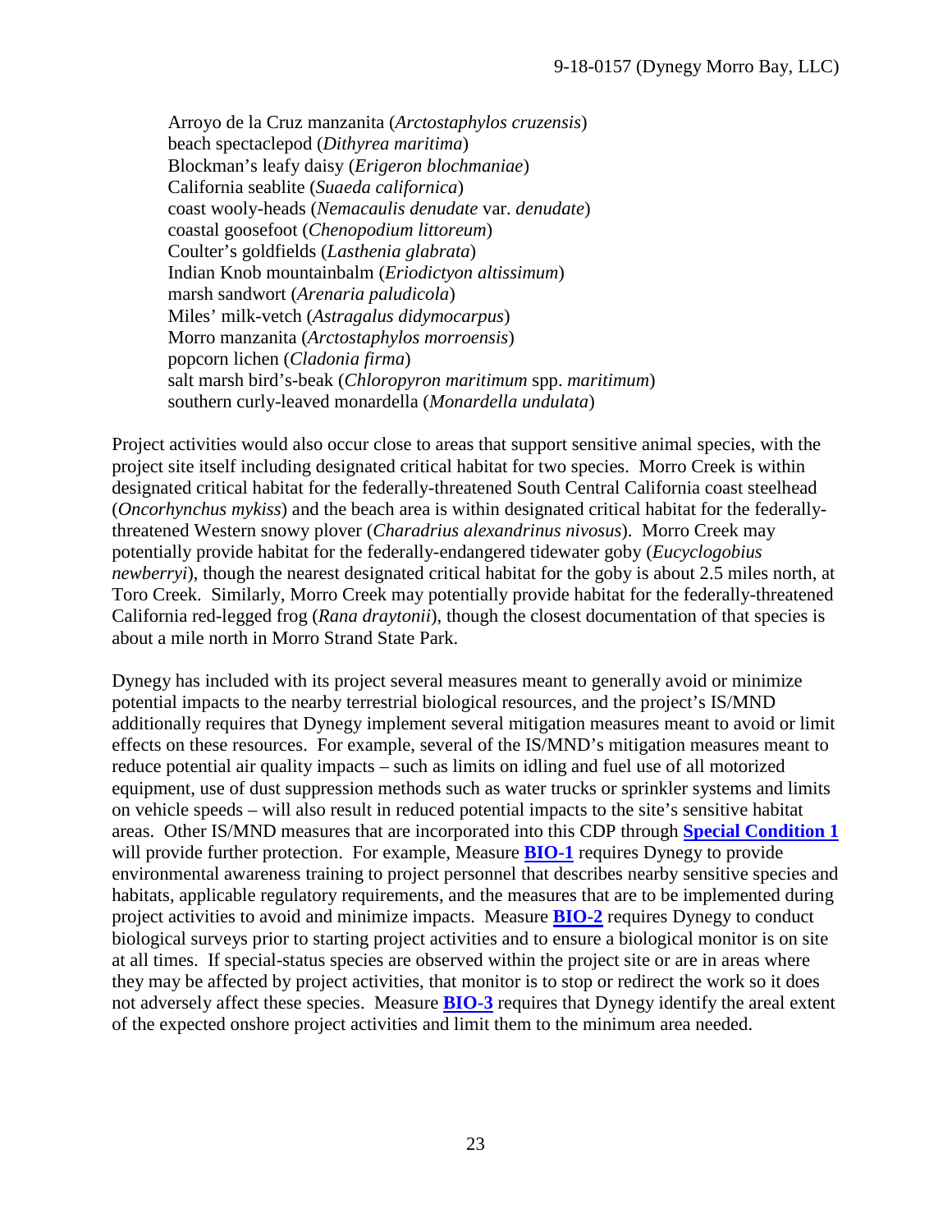Arroyo de la Cruz manzanita (*Arctostaphylos cruzensis*)
beach spectaclepod (*Dithyrea maritima*)
Blockman's leafy daisy (*Erigeron blochmaniae*)
California seablite (*Suaeda californica*)
coast wooly-heads (*Nemacaulis denudate* var. *denudate*)
coastal goosefoot (*Chenopodium littoreum*)
Coulter's goldfields (*Lasthenia glabrata*)
Indian Knob mountainbalm (*Eriodictyon altissimum*)
marsh sandwort (*Arenaria paludicola*)
Miles' milk-vetch (*Astragalus didymocarpus*)
Morro manzanita (*Arctostaphylos morroensis*)
popcorn lichen (*Cladonia firma*)
salt marsh bird's-beak (*Chloropyron maritimum* spp. *maritimum*)
southern curly-leaved monardella (*Monardella undulata*)

Project activities would also occur close to areas that support sensitive animal species, with the project site itself including designated critical habitat for two species. Morro Creek is within designated critical habitat for the federally-threatened South Central California coast steelhead (*Oncorhynchus mykiss*) and the beach area is within designated critical habitat for the federally-threatened Western snowy plover (*Charadrius alexandrinus nivosus*). Morro Creek may potentially provide habitat for the federally-endangered tidewater goby (*Eucyclogobius newberryi*), though the nearest designated critical habitat for the goby is about 2.5 miles north, at Toro Creek. Similarly, Morro Creek may potentially provide habitat for the federally-threatened California red-legged frog (*Rana draytonii*), though the closest documentation of that species is about a mile north in Morro Strand State Park.

Dynegy has included with its project several measures meant to generally avoid or minimize potential impacts to the nearby terrestrial biological resources, and the project's IS/MND additionally requires that Dynegy implement several mitigation measures meant to avoid or limit effects on these resources. For example, several of the IS/MND's mitigation measures meant to reduce potential air quality impacts – such as limits on idling and fuel use of all motorized equipment, use of dust suppression methods such as water trucks or sprinkler systems and limits on vehicle speeds – will also result in reduced potential impacts to the site's sensitive habitat areas. Other IS/MND measures that are incorporated into this CDP through **Special Condition 1** will provide further protection. For example, Measure **BIO-1** requires Dynegy to provide environmental awareness training to project personnel that describes nearby sensitive species and habitats, applicable regulatory requirements, and the measures that are to be implemented during project activities to avoid and minimize impacts. Measure **BIO-2** requires Dynegy to conduct biological surveys prior to starting project activities and to ensure a biological monitor is on site at all times. If special-status species are observed within the project site or are in areas where they may be affected by project activities, that monitor is to stop or redirect the work so it does not adversely affect these species. Measure **BIO-3** requires that Dynegy identify the areal extent of the expected onshore project activities and limit them to the minimum area needed.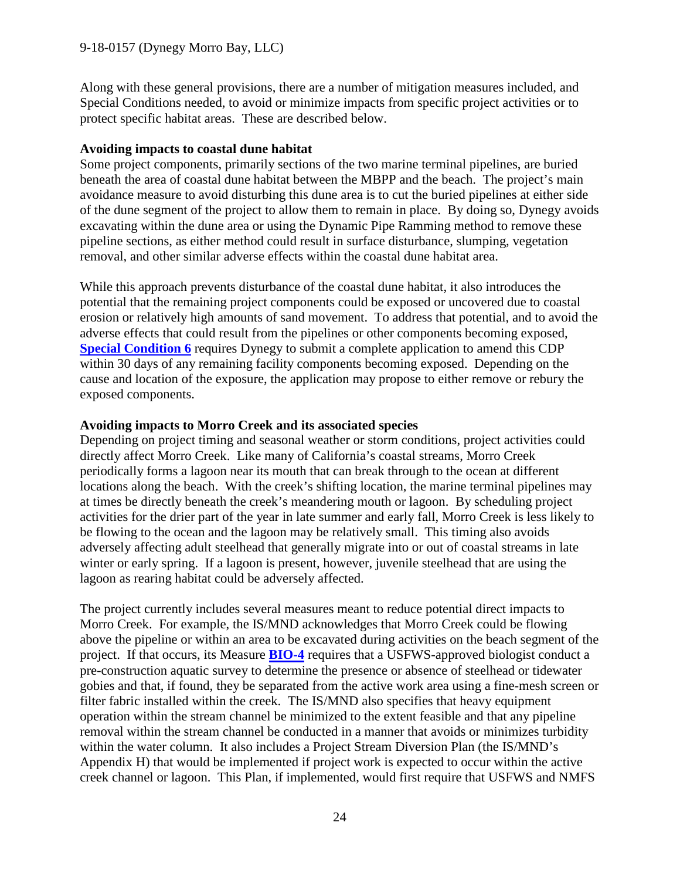Along with these general provisions, there are a number of mitigation measures included, and Special Conditions needed, to avoid or minimize impacts from specific project activities or to protect specific habitat areas. These are described below.

**Avoiding impacts to coastal dune habitat**

Some project components, primarily sections of the two marine terminal pipelines, are buried beneath the area of coastal dune habitat between the MBPP and the beach. The project's main avoidance measure to avoid disturbing this dune area is to cut the buried pipelines at either side of the dune segment of the project to allow them to remain in place. By doing so, Dynegy avoids excavating within the dune area or using the Dynamic Pipe Ramming method to remove these pipeline sections, as either method could result in surface disturbance, slumping, vegetation removal, and other similar adverse effects within the coastal dune habitat area.

While this approach prevents disturbance of the coastal dune habitat, it also introduces the potential that the remaining project components could be exposed or uncovered due to coastal erosion or relatively high amounts of sand movement. To address that potential, and to avoid the adverse effects that could result from the pipelines or other components becoming exposed, **Special Condition 6** requires Dynegy to submit a complete application to amend this CDP within 30 days of any remaining facility components becoming exposed. Depending on the cause and location of the exposure, the application may propose to either remove or rebury the exposed components.

**Avoiding impacts to Morro Creek and its associated species**

Depending on project timing and seasonal weather or storm conditions, project activities could directly affect Morro Creek. Like many of California's coastal streams, Morro Creek periodically forms a lagoon near its mouth that can break through to the ocean at different locations along the beach. With the creek's shifting location, the marine terminal pipelines may at times be directly beneath the creek's meandering mouth or lagoon. By scheduling project activities for the drier part of the year in late summer and early fall, Morro Creek is less likely to be flowing to the ocean and the lagoon may be relatively small. This timing also avoids adversely affecting adult steelhead that generally migrate into or out of coastal streams in late winter or early spring. If a lagoon is present, however, juvenile steelhead that are using the lagoon as rearing habitat could be adversely affected.

The project currently includes several measures meant to reduce potential direct impacts to Morro Creek. For example, the IS/MND acknowledges that Morro Creek could be flowing above the pipeline or within an area to be excavated during activities on the beach segment of the project. If that occurs, its Measure **BIO-4** requires that a USFWS-approved biologist conduct a pre-construction aquatic survey to determine the presence or absence of steelhead or tidewater gobies and that, if found, they be separated from the active work area using a fine-mesh screen or filter fabric installed within the creek. The IS/MND also specifies that heavy equipment operation within the stream channel be minimized to the extent feasible and that any pipeline removal within the stream channel be conducted in a manner that avoids or minimizes turbidity within the water column. It also includes a Project Stream Diversion Plan (the IS/MND's Appendix H) that would be implemented if project work is expected to occur within the active creek channel or lagoon. This Plan, if implemented, would first require that USFWS and NMFS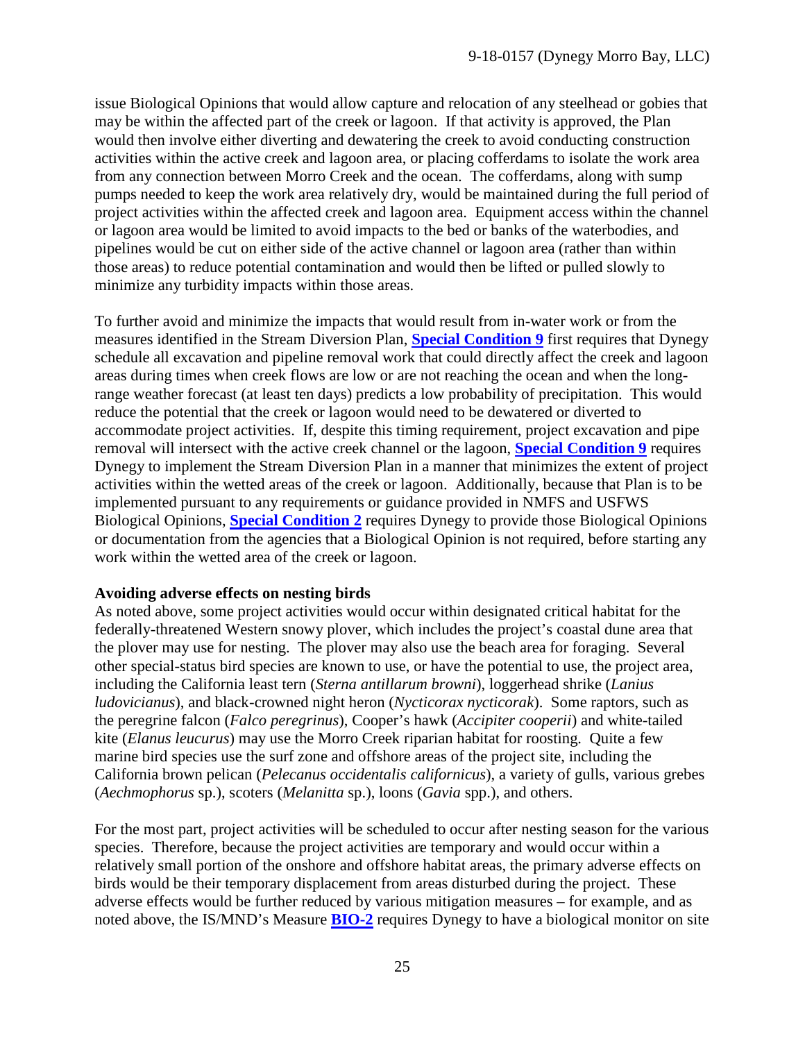issue Biological Opinions that would allow capture and relocation of any steelhead or gobies that may be within the affected part of the creek or lagoon. If that activity is approved, the Plan would then involve either diverting and dewatering the creek to avoid conducting construction activities within the active creek and lagoon area, or placing cofferdams to isolate the work area from any connection between Morro Creek and the ocean. The cofferdams, along with sump pumps needed to keep the work area relatively dry, would be maintained during the full period of project activities within the affected creek and lagoon area. Equipment access within the channel or lagoon area would be limited to avoid impacts to the bed or banks of the waterbodies, and pipelines would be cut on either side of the active channel or lagoon area (rather than within those areas) to reduce potential contamination and would then be lifted or pulled slowly to minimize any turbidity impacts within those areas.

To further avoid and minimize the impacts that would result from in-water work or from the measures identified in the Stream Diversion Plan, **Special Condition 9** first requires that Dynegy schedule all excavation and pipeline removal work that could directly affect the creek and lagoon areas during times when creek flows are low or are not reaching the ocean and when the long-range weather forecast (at least ten days) predicts a low probability of precipitation. This would reduce the potential that the creek or lagoon would need to be dewatered or diverted to accommodate project activities. If, despite this timing requirement, project excavation and pipe removal will intersect with the active creek channel or the lagoon, **Special Condition 9** requires Dynegy to implement the Stream Diversion Plan in a manner that minimizes the extent of project activities within the wetted areas of the creek or lagoon. Additionally, because that Plan is to be implemented pursuant to any requirements or guidance provided in NMFS and USFWS Biological Opinions, **Special Condition 2** requires Dynegy to provide those Biological Opinions or documentation from the agencies that a Biological Opinion is not required, before starting any work within the wetted area of the creek or lagoon.

**Avoiding adverse effects on nesting birds**

As noted above, some project activities would occur within designated critical habitat for the federally-threatened Western snowy plover, which includes the project's coastal dune area that the plover may use for nesting. The plover may also use the beach area for foraging. Several other special-status bird species are known to use, or have the potential to use, the project area, including the California least tern (*Sterna antillarum browni*), loggerhead shrike (*Lanius ludovicianus*), and black-crowned night heron (*Nycticorax nycticorak*). Some raptors, such as the peregrine falcon (*Falco peregrinus*), Cooper's hawk (*Accipiter cooperii*) and white-tailed kite (*Elanus leucurus*) may use the Morro Creek riparian habitat for roosting. Quite a few marine bird species use the surf zone and offshore areas of the project site, including the California brown pelican (*Pelecanus occidentalis californicus*), a variety of gulls, various grebes (*Aechmophorus* sp.), scoters (*Melanitta* sp.), loons (*Gavia* spp.), and others.

For the most part, project activities will be scheduled to occur after nesting season for the various species. Therefore, because the project activities are temporary and would occur within a relatively small portion of the onshore and offshore habitat areas, the primary adverse effects on birds would be their temporary displacement from areas disturbed during the project. These adverse effects would be further reduced by various mitigation measures – for example, and as noted above, the IS/MND's Measure **BIO-2** requires Dynegy to have a biological monitor on site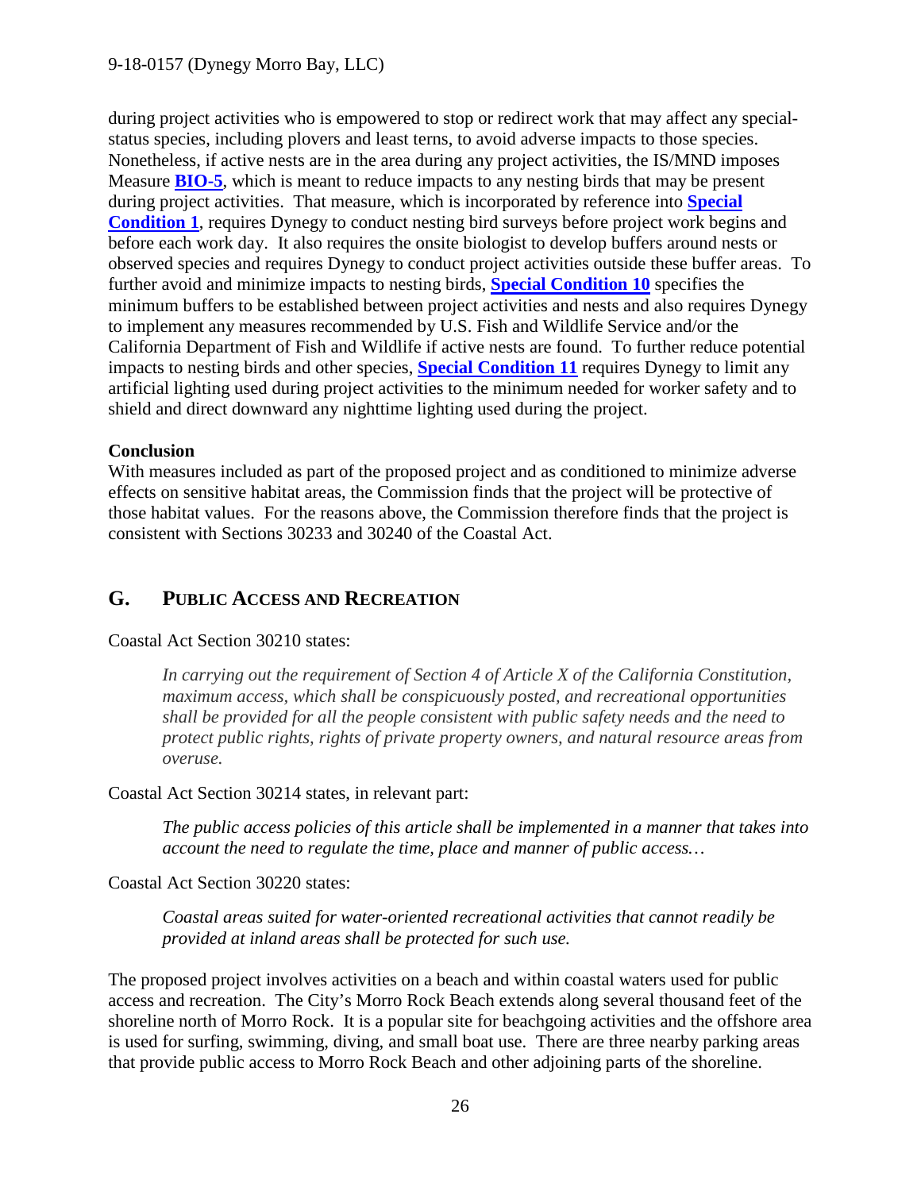during project activities who is empowered to stop or redirect work that may affect any special-status species, including plovers and least terns, to avoid adverse impacts to those species. Nonetheless, if active nests are in the area during any project activities, the IS/MND imposes Measure **BIO-5**, which is meant to reduce impacts to any nesting birds that may be present during project activities. That measure, which is incorporated by reference into **Special Condition 1**, requires Dynegy to conduct nesting bird surveys before project work begins and before each work day. It also requires the onsite biologist to develop buffers around nests or observed species and requires Dynegy to conduct project activities outside these buffer areas. To further avoid and minimize impacts to nesting birds, **Special Condition 10** specifies the minimum buffers to be established between project activities and nests and also requires Dynegy to implement any measures recommended by U.S. Fish and Wildlife Service and/or the California Department of Fish and Wildlife if active nests are found. To further reduce potential impacts to nesting birds and other species, **Special Condition 11** requires Dynegy to limit any artificial lighting used during project activities to the minimum needed for worker safety and to shield and direct downward any nighttime lighting used during the project.

**Conclusion**

With measures included as part of the proposed project and as conditioned to minimize adverse effects on sensitive habitat areas, the Commission finds that the project will be protective of those habitat values. For the reasons above, the Commission therefore finds that the project is consistent with Sections 30233 and 30240 of the Coastal Act.

## G. PUBLIC ACCESS AND RECREATION

Coastal Act Section 30210 states:

> *In carrying out the requirement of Section 4 of Article X of the California Constitution, maximum access, which shall be conspicuously posted, and recreational opportunities shall be provided for all the people consistent with public safety needs and the need to protect public rights, rights of private property owners, and natural resource areas from overuse.*

Coastal Act Section 30214 states, in relevant part:

> *The public access policies of this article shall be implemented in a manner that takes into account the need to regulate the time, place and manner of public access…*

Coastal Act Section 30220 states:

> *Coastal areas suited for water-oriented recreational activities that cannot readily be provided at inland areas shall be protected for such use.*

The proposed project involves activities on a beach and within coastal waters used for public access and recreation. The City's Morro Rock Beach extends along several thousand feet of the shoreline north of Morro Rock. It is a popular site for beachgoing activities and the offshore area is used for surfing, swimming, diving, and small boat use. There are three nearby parking areas that provide public access to Morro Rock Beach and other adjoining parts of the shoreline.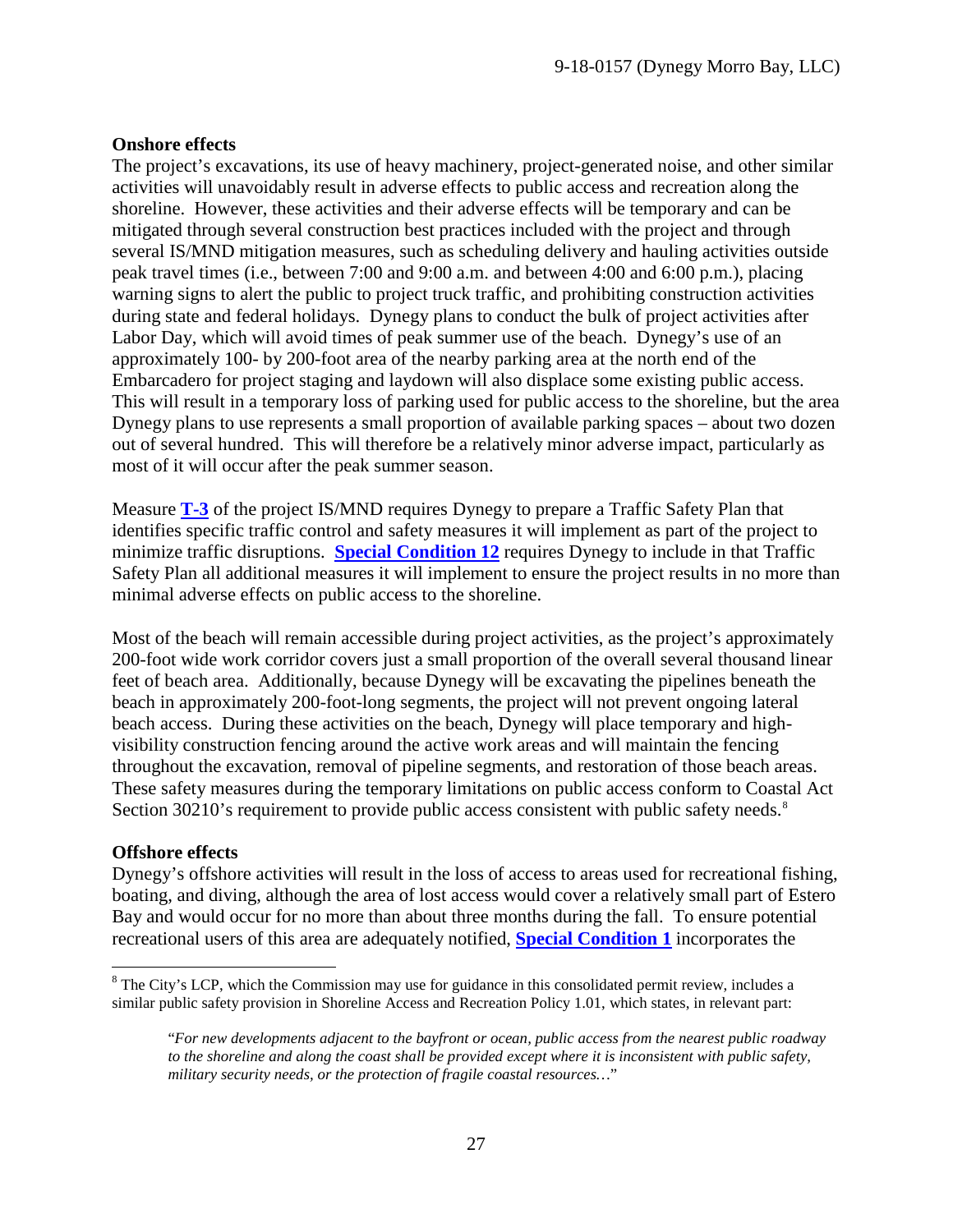**Onshore effects**

The project's excavations, its use of heavy machinery, project-generated noise, and other similar activities will unavoidably result in adverse effects to public access and recreation along the shoreline. However, these activities and their adverse effects will be temporary and can be mitigated through several construction best practices included with the project and through several IS/MND mitigation measures, such as scheduling delivery and hauling activities outside peak travel times (i.e., between 7:00 and 9:00 a.m. and between 4:00 and 6:00 p.m.), placing warning signs to alert the public to project truck traffic, and prohibiting construction activities during state and federal holidays. Dynegy plans to conduct the bulk of project activities after Labor Day, which will avoid times of peak summer use of the beach. Dynegy's use of an approximately 100- by 200-foot area of the nearby parking area at the north end of the Embarcadero for project staging and laydown will also displace some existing public access. This will result in a temporary loss of parking used for public access to the shoreline, but the area Dynegy plans to use represents a small proportion of available parking spaces – about two dozen out of several hundred. This will therefore be a relatively minor adverse impact, particularly as most of it will occur after the peak summer season.

Measure **T-3** of the project IS/MND requires Dynegy to prepare a Traffic Safety Plan that identifies specific traffic control and safety measures it will implement as part of the project to minimize traffic disruptions. **Special Condition 12** requires Dynegy to include in that Traffic Safety Plan all additional measures it will implement to ensure the project results in no more than minimal adverse effects on public access to the shoreline.

Most of the beach will remain accessible during project activities, as the project's approximately 200-foot wide work corridor covers just a small proportion of the overall several thousand linear feet of beach area. Additionally, because Dynegy will be excavating the pipelines beneath the beach in approximately 200-foot-long segments, the project will not prevent ongoing lateral beach access. During these activities on the beach, Dynegy will place temporary and high-visibility construction fencing around the active work areas and will maintain the fencing throughout the excavation, removal of pipeline segments, and restoration of those beach areas. These safety measures during the temporary limitations on public access conform to Coastal Act Section 30210's requirement to provide public access consistent with public safety needs.[8]

**Offshore effects**

Dynegy's offshore activities will result in the loss of access to areas used for recreational fishing, boating, and diving, although the area of lost access would cover a relatively small part of Estero Bay and would occur for no more than about three months during the fall. To ensure potential recreational users of this area are adequately notified, **Special Condition 1** incorporates the

---

[8] The City's LCP, which the Commission may use for guidance in this consolidated permit review, includes a similar public safety provision in Shoreline Access and Recreation Policy 1.01, which states, in relevant part:

> "*For new developments adjacent to the bayfront or ocean, public access from the nearest public roadway to the shoreline and along the coast shall be provided except where it is inconsistent with public safety, military security needs, or the protection of fragile coastal resources…*"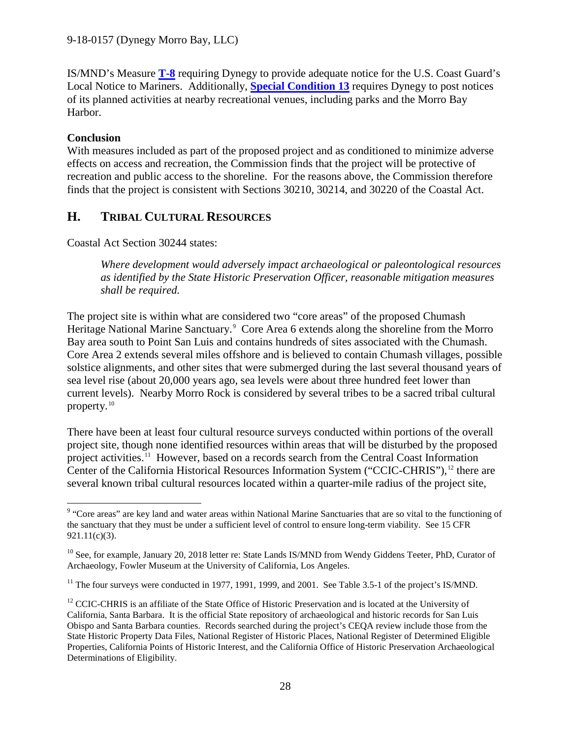IS/MND's Measure **T-8** requiring Dynegy to provide adequate notice for the U.S. Coast Guard's Local Notice to Mariners. Additionally, **Special Condition 13** requires Dynegy to post notices of its planned activities at nearby recreational venues, including parks and the Morro Bay Harbor.

**Conclusion**

With measures included as part of the proposed project and as conditioned to minimize adverse effects on access and recreation, the Commission finds that the project will be protective of recreation and public access to the shoreline. For the reasons above, the Commission therefore finds that the project is consistent with Sections 30210, 30214, and 30220 of the Coastal Act.

## H. TRIBAL CULTURAL RESOURCES

Coastal Act Section 30244 states:

> *Where development would adversely impact archaeological or paleontological resources as identified by the State Historic Preservation Officer, reasonable mitigation measures shall be required.*

The project site is within what are considered two "core areas" of the proposed Chumash Heritage National Marine Sanctuary.[9] Core Area 6 extends along the shoreline from the Morro Bay area south to Point San Luis and contains hundreds of sites associated with the Chumash. Core Area 2 extends several miles offshore and is believed to contain Chumash villages, possible solstice alignments, and other sites that were submerged during the last several thousand years of sea level rise (about 20,000 years ago, sea levels were about three hundred feet lower than current levels). Nearby Morro Rock is considered by several tribes to be a sacred tribal cultural property.[10]

There have been at least four cultural resource surveys conducted within portions of the overall project site, though none identified resources within areas that will be disturbed by the proposed project activities.[11] However, based on a records search from the Central Coast Information Center of the California Historical Resources Information System ("CCIC-CHRIS"),[12] there are several known tribal cultural resources located within a quarter-mile radius of the project site,

---

[9] "Core areas" are key land and water areas within National Marine Sanctuaries that are so vital to the functioning of the sanctuary that they must be under a sufficient level of control to ensure long-term viability. See 15 CFR 921.11(c)(3).

[10] See, for example, January 20, 2018 letter re: State Lands IS/MND from Wendy Giddens Teeter, PhD, Curator of Archaeology, Fowler Museum at the University of California, Los Angeles.

[11] The four surveys were conducted in 1977, 1991, 1999, and 2001. See Table 3.5-1 of the project's IS/MND.

[12] CCIC-CHRIS is an affiliate of the State Office of Historic Preservation and is located at the University of California, Santa Barbara. It is the official State repository of archaeological and historic records for San Luis Obispo and Santa Barbara counties. Records searched during the project's CEQA review include those from the State Historic Property Data Files, National Register of Historic Places, National Register of Determined Eligible Properties, California Points of Historic Interest, and the California Office of Historic Preservation Archaeological Determinations of Eligibility.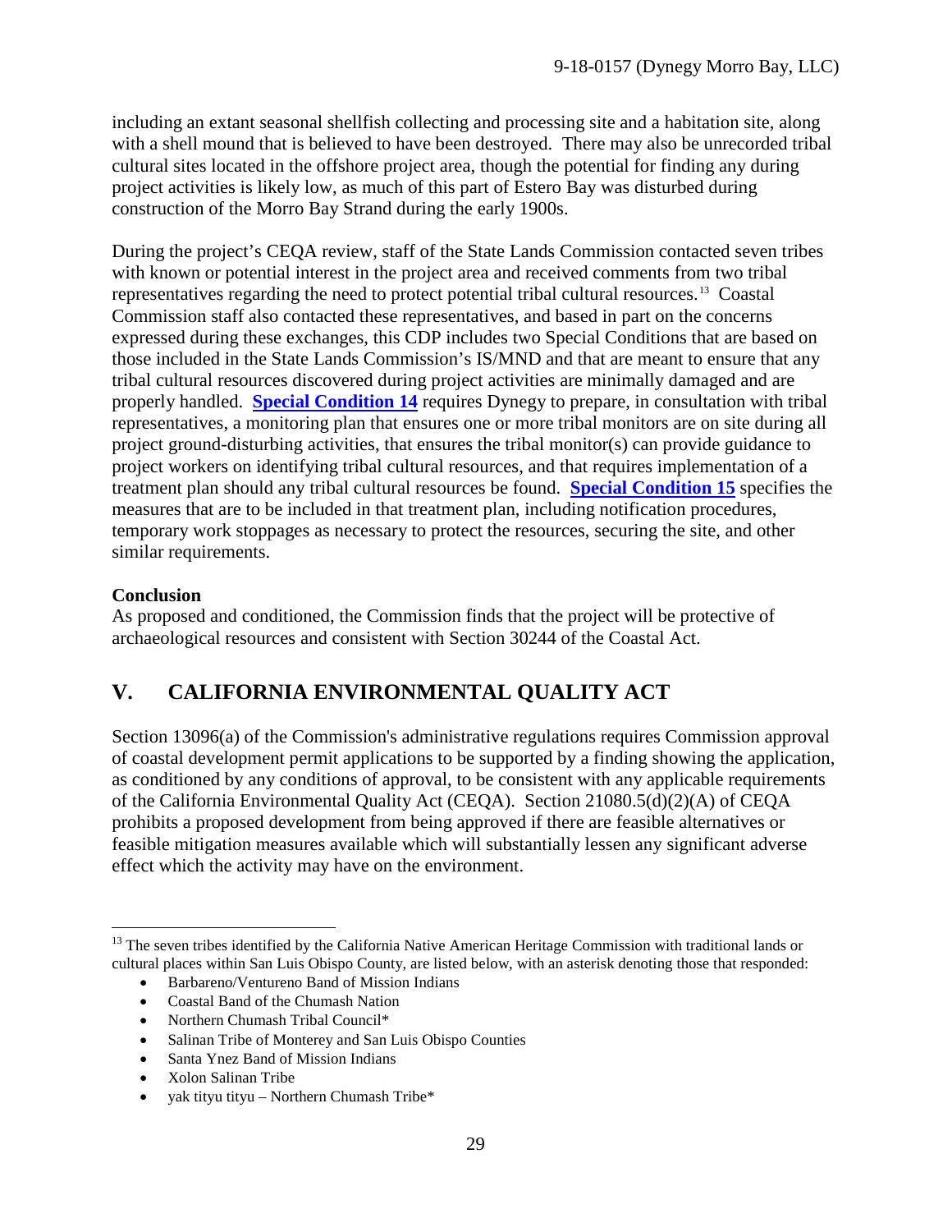including an extant seasonal shellfish collecting and processing site and a habitation site, along with a shell mound that is believed to have been destroyed. There may also be unrecorded tribal cultural sites located in the offshore project area, though the potential for finding any during project activities is likely low, as much of this part of Estero Bay was disturbed during construction of the Morro Bay Strand during the early 1900s.

During the project's CEQA review, staff of the State Lands Commission contacted seven tribes with known or potential interest in the project area and received comments from two tribal representatives regarding the need to protect potential tribal cultural resources.[13] Coastal Commission staff also contacted these representatives, and based in part on the concerns expressed during these exchanges, this CDP includes two Special Conditions that are based on those included in the State Lands Commission's IS/MND and that are meant to ensure that any tribal cultural resources discovered during project activities are minimally damaged and are properly handled. **Special Condition 14** requires Dynegy to prepare, in consultation with tribal representatives, a monitoring plan that ensures one or more tribal monitors are on site during all project ground-disturbing activities, that ensures the tribal monitor(s) can provide guidance to project workers on identifying tribal cultural resources, and that requires implementation of a treatment plan should any tribal cultural resources be found. **Special Condition 15** specifies the measures that are to be included in that treatment plan, including notification procedures, temporary work stoppages as necessary to protect the resources, securing the site, and other similar requirements.

**Conclusion**

As proposed and conditioned, the Commission finds that the project will be protective of archaeological resources and consistent with Section 30244 of the Coastal Act.

## V. CALIFORNIA ENVIRONMENTAL QUALITY ACT

Section 13096(a) of the Commission's administrative regulations requires Commission approval of coastal development permit applications to be supported by a finding showing the application, as conditioned by any conditions of approval, to be consistent with any applicable requirements of the California Environmental Quality Act (CEQA). Section 21080.5(d)(2)(A) of CEQA prohibits a proposed development from being approved if there are feasible alternatives or feasible mitigation measures available which will substantially lessen any significant adverse effect which the activity may have on the environment.

---

[13] The seven tribes identified by the California Native American Heritage Commission with traditional lands or cultural places within San Luis Obispo County, are listed below, with an asterisk denoting those that responded:

- Barbareno/Ventureno Band of Mission Indians
- Coastal Band of the Chumash Nation
- Northern Chumash Tribal Council*
- Salinan Tribe of Monterey and San Luis Obispo Counties
- Santa Ynez Band of Mission Indians
- Xolon Salinan Tribe
- yak tityu tityu – Northern Chumash Tribe*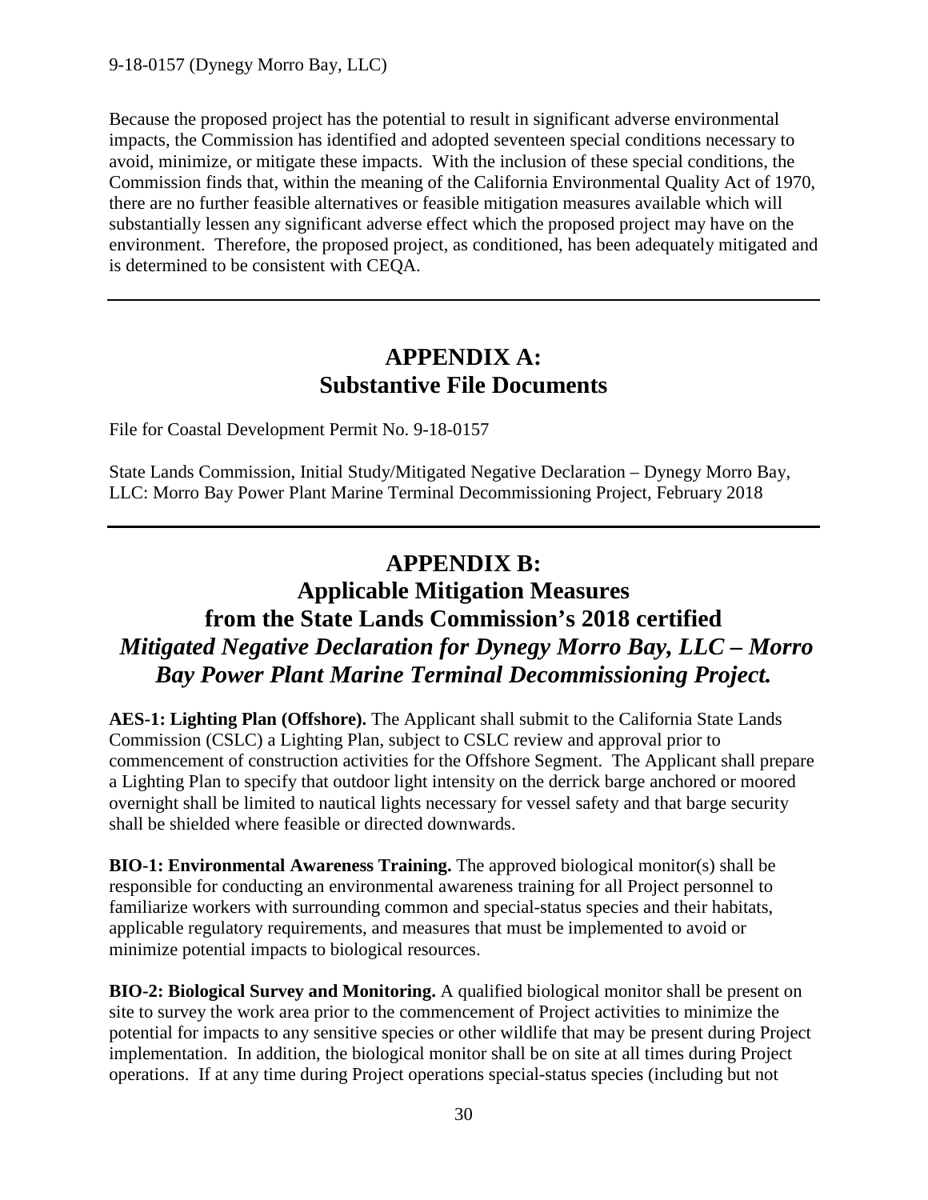Because the proposed project has the potential to result in significant adverse environmental impacts, the Commission has identified and adopted seventeen special conditions necessary to avoid, minimize, or mitigate these impacts. With the inclusion of these special conditions, the Commission finds that, within the meaning of the California Environmental Quality Act of 1970, there are no further feasible alternatives or feasible mitigation measures available which will substantially lessen any significant adverse effect which the proposed project may have on the environment. Therefore, the proposed project, as conditioned, has been adequately mitigated and is determined to be consistent with CEQA.

---

# APPENDIX A: Substantive File Documents

File for Coastal Development Permit No. 9-18-0157

State Lands Commission, Initial Study/Mitigated Negative Declaration – Dynegy Morro Bay, LLC: Morro Bay Power Plant Marine Terminal Decommissioning Project, February 2018

---

# APPENDIX B: Applicable Mitigation Measures from the State Lands Commission's 2018 certified *Mitigated Negative Declaration for Dynegy Morro Bay, LLC – Morro Bay Power Plant Marine Terminal Decommissioning Project.*

**AES-1: Lighting Plan (Offshore).** The Applicant shall submit to the California State Lands Commission (CSLC) a Lighting Plan, subject to CSLC review and approval prior to commencement of construction activities for the Offshore Segment. The Applicant shall prepare a Lighting Plan to specify that outdoor light intensity on the derrick barge anchored or moored overnight shall be limited to nautical lights necessary for vessel safety and that barge security shall be shielded where feasible or directed downwards.

**BIO-1: Environmental Awareness Training.** The approved biological monitor(s) shall be responsible for conducting an environmental awareness training for all Project personnel to familiarize workers with surrounding common and special-status species and their habitats, applicable regulatory requirements, and measures that must be implemented to avoid or minimize potential impacts to biological resources.

**BIO-2: Biological Survey and Monitoring.** A qualified biological monitor shall be present on site to survey the work area prior to the commencement of Project activities to minimize the potential for impacts to any sensitive species or other wildlife that may be present during Project implementation. In addition, the biological monitor shall be on site at all times during Project operations. If at any time during Project operations special-status species (including but not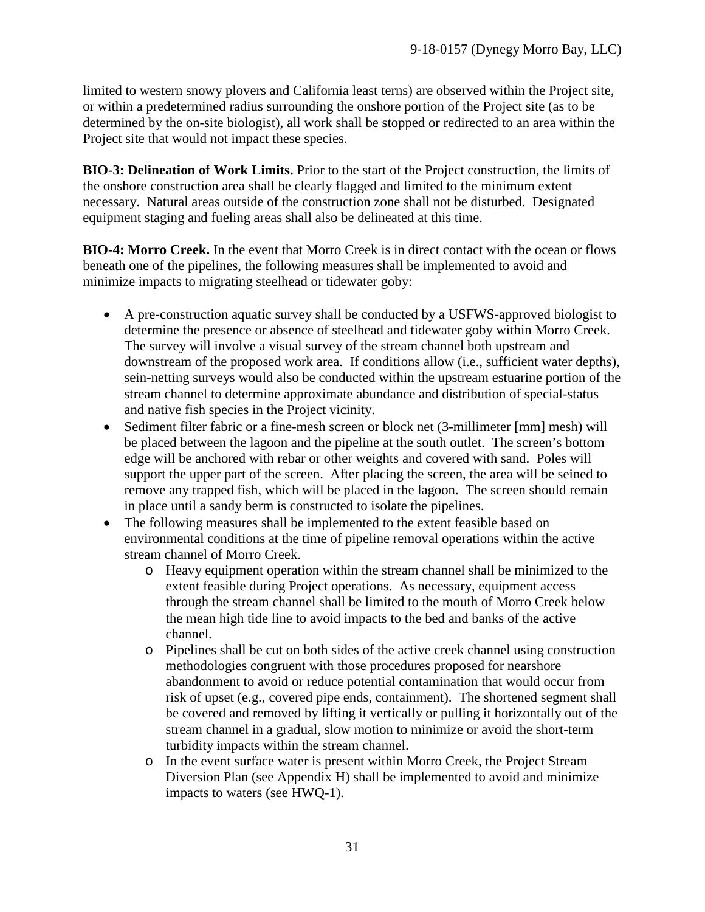limited to western snowy plovers and California least terns) are observed within the Project site, or within a predetermined radius surrounding the onshore portion of the Project site (as to be determined by the on-site biologist), all work shall be stopped or redirected to an area within the Project site that would not impact these species.

**BIO-3: Delineation of Work Limits.** Prior to the start of the Project construction, the limits of the onshore construction area shall be clearly flagged and limited to the minimum extent necessary. Natural areas outside of the construction zone shall not be disturbed. Designated equipment staging and fueling areas shall also be delineated at this time.

**BIO-4: Morro Creek.** In the event that Morro Creek is in direct contact with the ocean or flows beneath one of the pipelines, the following measures shall be implemented to avoid and minimize impacts to migrating steelhead or tidewater goby:

- A pre-construction aquatic survey shall be conducted by a USFWS-approved biologist to determine the presence or absence of steelhead and tidewater goby within Morro Creek. The survey will involve a visual survey of the stream channel both upstream and downstream of the proposed work area. If conditions allow (i.e., sufficient water depths), sein-netting surveys would also be conducted within the upstream estuarine portion of the stream channel to determine approximate abundance and distribution of special-status and native fish species in the Project vicinity.
- Sediment filter fabric or a fine-mesh screen or block net (3-millimeter [mm] mesh) will be placed between the lagoon and the pipeline at the south outlet. The screen's bottom edge will be anchored with rebar or other weights and covered with sand. Poles will support the upper part of the screen. After placing the screen, the area will be seined to remove any trapped fish, which will be placed in the lagoon. The screen should remain in place until a sandy berm is constructed to isolate the pipelines.
- The following measures shall be implemented to the extent feasible based on environmental conditions at the time of pipeline removal operations within the active stream channel of Morro Creek.
    - Heavy equipment operation within the stream channel shall be minimized to the extent feasible during Project operations. As necessary, equipment access through the stream channel shall be limited to the mouth of Morro Creek below the mean high tide line to avoid impacts to the bed and banks of the active channel.
    - Pipelines shall be cut on both sides of the active creek channel using construction methodologies congruent with those procedures proposed for nearshore abandonment to avoid or reduce potential contamination that would occur from risk of upset (e.g., covered pipe ends, containment). The shortened segment shall be covered and removed by lifting it vertically or pulling it horizontally out of the stream channel in a gradual, slow motion to minimize or avoid the short-term turbidity impacts within the stream channel.
    - In the event surface water is present within Morro Creek, the Project Stream Diversion Plan (see Appendix H) shall be implemented to avoid and minimize impacts to waters (see HWQ-1).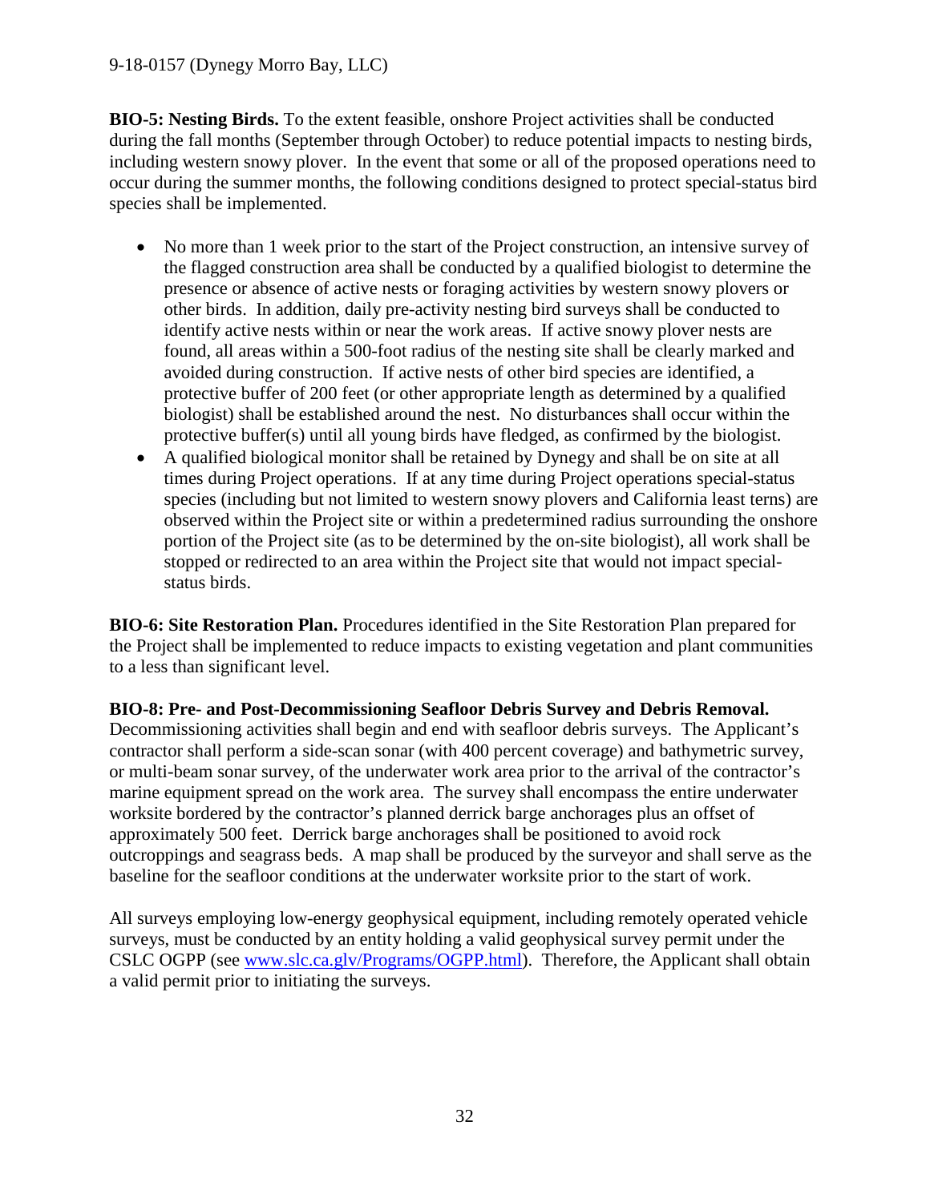**BIO-5: Nesting Birds.** To the extent feasible, onshore Project activities shall be conducted during the fall months (September through October) to reduce potential impacts to nesting birds, including western snowy plover. In the event that some or all of the proposed operations need to occur during the summer months, the following conditions designed to protect special-status bird species shall be implemented.

- No more than 1 week prior to the start of the Project construction, an intensive survey of the flagged construction area shall be conducted by a qualified biologist to determine the presence or absence of active nests or foraging activities by western snowy plovers or other birds. In addition, daily pre-activity nesting bird surveys shall be conducted to identify active nests within or near the work areas. If active snowy plover nests are found, all areas within a 500-foot radius of the nesting site shall be clearly marked and avoided during construction. If active nests of other bird species are identified, a protective buffer of 200 feet (or other appropriate length as determined by a qualified biologist) shall be established around the nest. No disturbances shall occur within the protective buffer(s) until all young birds have fledged, as confirmed by the biologist.
- A qualified biological monitor shall be retained by Dynegy and shall be on site at all times during Project operations. If at any time during Project operations special-status species (including but not limited to western snowy plovers and California least terns) are observed within the Project site or within a predetermined radius surrounding the onshore portion of the Project site (as to be determined by the on-site biologist), all work shall be stopped or redirected to an area within the Project site that would not impact special-status birds.

**BIO-6: Site Restoration Plan.** Procedures identified in the Site Restoration Plan prepared for the Project shall be implemented to reduce impacts to existing vegetation and plant communities to a less than significant level.

**BIO-8: Pre- and Post-Decommissioning Seafloor Debris Survey and Debris Removal.** Decommissioning activities shall begin and end with seafloor debris surveys. The Applicant's contractor shall perform a side-scan sonar (with 400 percent coverage) and bathymetric survey, or multi-beam sonar survey, of the underwater work area prior to the arrival of the contractor's marine equipment spread on the work area. The survey shall encompass the entire underwater worksite bordered by the contractor's planned derrick barge anchorages plus an offset of approximately 500 feet. Derrick barge anchorages shall be positioned to avoid rock outcroppings and seagrass beds. A map shall be produced by the surveyor and shall serve as the baseline for the seafloor conditions at the underwater worksite prior to the start of work.

All surveys employing low-energy geophysical equipment, including remotely operated vehicle surveys, must be conducted by an entity holding a valid geophysical survey permit under the CSLC OGPP (see www.slc.ca.glv/Programs/OGPP.html). Therefore, the Applicant shall obtain a valid permit prior to initiating the surveys.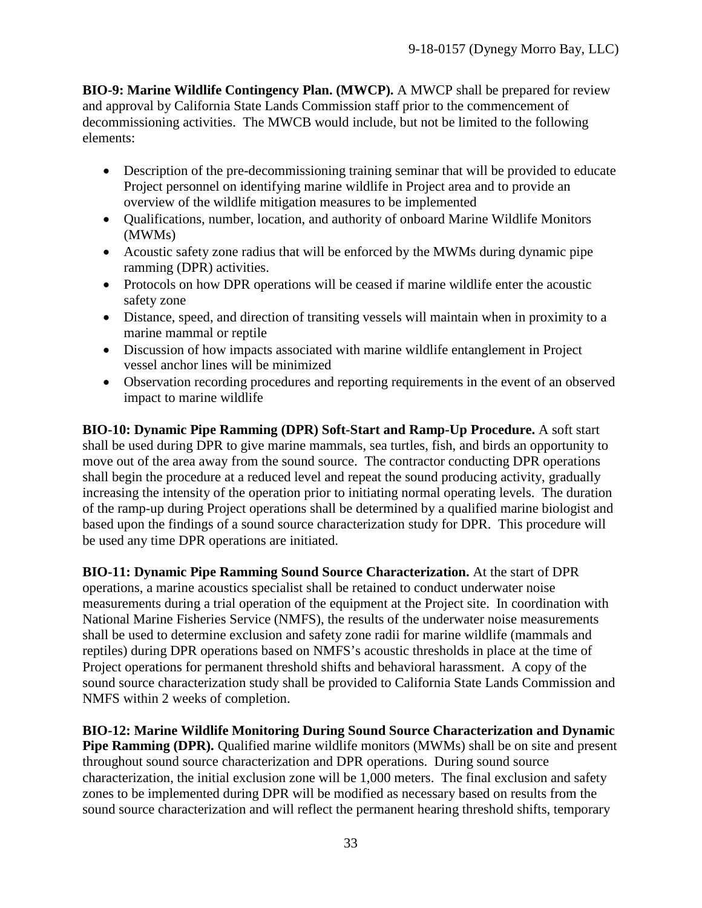**BIO-9: Marine Wildlife Contingency Plan. (MWCP).** A MWCP shall be prepared for review and approval by California State Lands Commission staff prior to the commencement of decommissioning activities. The MWCB would include, but not be limited to the following elements:

- Description of the pre-decommissioning training seminar that will be provided to educate Project personnel on identifying marine wildlife in Project area and to provide an overview of the wildlife mitigation measures to be implemented
- Qualifications, number, location, and authority of onboard Marine Wildlife Monitors (MWMs)
- Acoustic safety zone radius that will be enforced by the MWMs during dynamic pipe ramming (DPR) activities.
- Protocols on how DPR operations will be ceased if marine wildlife enter the acoustic safety zone
- Distance, speed, and direction of transiting vessels will maintain when in proximity to a marine mammal or reptile
- Discussion of how impacts associated with marine wildlife entanglement in Project vessel anchor lines will be minimized
- Observation recording procedures and reporting requirements in the event of an observed impact to marine wildlife

**BIO-10: Dynamic Pipe Ramming (DPR) Soft-Start and Ramp-Up Procedure.** A soft start shall be used during DPR to give marine mammals, sea turtles, fish, and birds an opportunity to move out of the area away from the sound source. The contractor conducting DPR operations shall begin the procedure at a reduced level and repeat the sound producing activity, gradually increasing the intensity of the operation prior to initiating normal operating levels. The duration of the ramp-up during Project operations shall be determined by a qualified marine biologist and based upon the findings of a sound source characterization study for DPR. This procedure will be used any time DPR operations are initiated.

**BIO-11: Dynamic Pipe Ramming Sound Source Characterization.** At the start of DPR operations, a marine acoustics specialist shall be retained to conduct underwater noise measurements during a trial operation of the equipment at the Project site. In coordination with National Marine Fisheries Service (NMFS), the results of the underwater noise measurements shall be used to determine exclusion and safety zone radii for marine wildlife (mammals and reptiles) during DPR operations based on NMFS's acoustic thresholds in place at the time of Project operations for permanent threshold shifts and behavioral harassment. A copy of the sound source characterization study shall be provided to California State Lands Commission and NMFS within 2 weeks of completion.

**BIO-12: Marine Wildlife Monitoring During Sound Source Characterization and Dynamic Pipe Ramming (DPR).** Qualified marine wildlife monitors (MWMs) shall be on site and present throughout sound source characterization and DPR operations. During sound source characterization, the initial exclusion zone will be 1,000 meters. The final exclusion and safety zones to be implemented during DPR will be modified as necessary based on results from the sound source characterization and will reflect the permanent hearing threshold shifts, temporary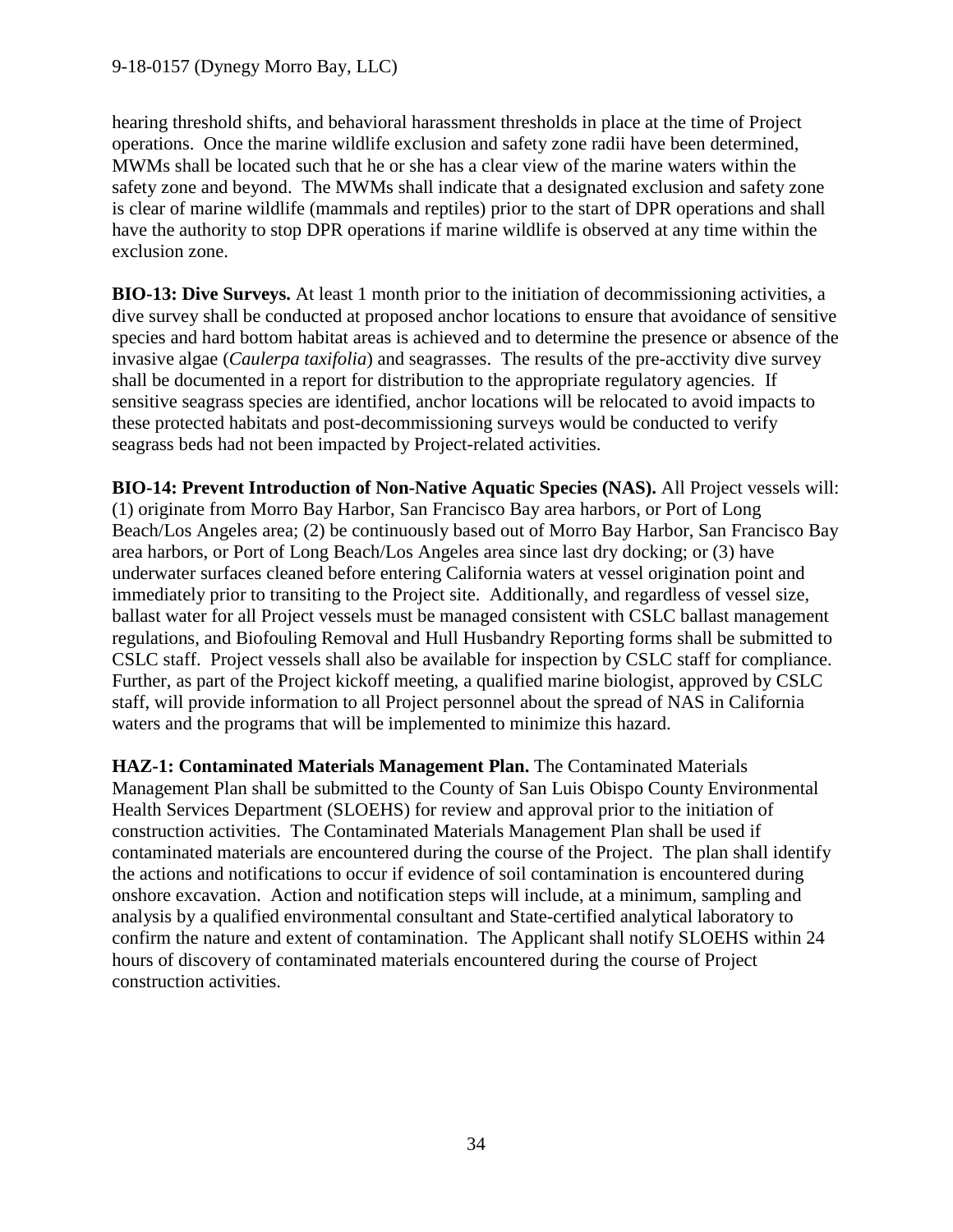hearing threshold shifts, and behavioral harassment thresholds in place at the time of Project operations. Once the marine wildlife exclusion and safety zone radii have been determined, MWMs shall be located such that he or she has a clear view of the marine waters within the safety zone and beyond. The MWMs shall indicate that a designated exclusion and safety zone is clear of marine wildlife (mammals and reptiles) prior to the start of DPR operations and shall have the authority to stop DPR operations if marine wildlife is observed at any time within the exclusion zone.

**BIO-13: Dive Surveys.** At least 1 month prior to the initiation of decommissioning activities, a dive survey shall be conducted at proposed anchor locations to ensure that avoidance of sensitive species and hard bottom habitat areas is achieved and to determine the presence or absence of the invasive algae (*Caulerpa taxifolia*) and seagrasses. The results of the pre-acctivity dive survey shall be documented in a report for distribution to the appropriate regulatory agencies. If sensitive seagrass species are identified, anchor locations will be relocated to avoid impacts to these protected habitats and post-decommissioning surveys would be conducted to verify seagrass beds had not been impacted by Project-related activities.

**BIO-14: Prevent Introduction of Non-Native Aquatic Species (NAS).** All Project vessels will: (1) originate from Morro Bay Harbor, San Francisco Bay area harbors, or Port of Long Beach/Los Angeles area; (2) be continuously based out of Morro Bay Harbor, San Francisco Bay area harbors, or Port of Long Beach/Los Angeles area since last dry docking; or (3) have underwater surfaces cleaned before entering California waters at vessel origination point and immediately prior to transiting to the Project site. Additionally, and regardless of vessel size, ballast water for all Project vessels must be managed consistent with CSLC ballast management regulations, and Biofouling Removal and Hull Husbandry Reporting forms shall be submitted to CSLC staff. Project vessels shall also be available for inspection by CSLC staff for compliance. Further, as part of the Project kickoff meeting, a qualified marine biologist, approved by CSLC staff, will provide information to all Project personnel about the spread of NAS in California waters and the programs that will be implemented to minimize this hazard.

**HAZ-1: Contaminated Materials Management Plan.** The Contaminated Materials Management Plan shall be submitted to the County of San Luis Obispo County Environmental Health Services Department (SLOEHS) for review and approval prior to the initiation of construction activities. The Contaminated Materials Management Plan shall be used if contaminated materials are encountered during the course of the Project. The plan shall identify the actions and notifications to occur if evidence of soil contamination is encountered during onshore excavation. Action and notification steps will include, at a minimum, sampling and analysis by a qualified environmental consultant and State-certified analytical laboratory to confirm the nature and extent of contamination. The Applicant shall notify SLOEHS within 24 hours of discovery of contaminated materials encountered during the course of Project construction activities.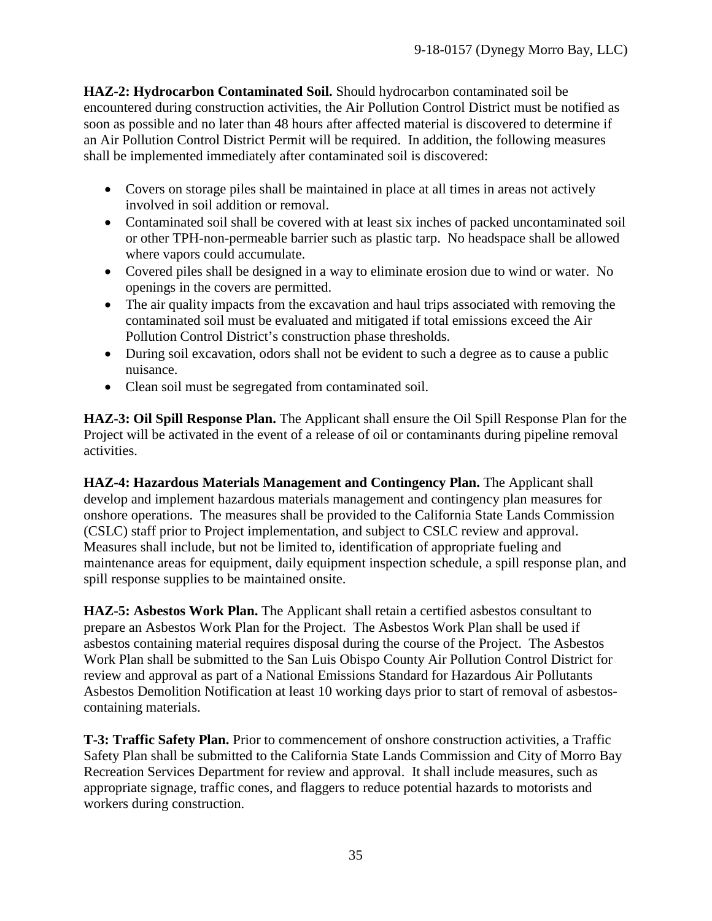**HAZ-2: Hydrocarbon Contaminated Soil.** Should hydrocarbon contaminated soil be encountered during construction activities, the Air Pollution Control District must be notified as soon as possible and no later than 48 hours after affected material is discovered to determine if an Air Pollution Control District Permit will be required. In addition, the following measures shall be implemented immediately after contaminated soil is discovered:

- Covers on storage piles shall be maintained in place at all times in areas not actively involved in soil addition or removal.
- Contaminated soil shall be covered with at least six inches of packed uncontaminated soil or other TPH-non-permeable barrier such as plastic tarp. No headspace shall be allowed where vapors could accumulate.
- Covered piles shall be designed in a way to eliminate erosion due to wind or water. No openings in the covers are permitted.
- The air quality impacts from the excavation and haul trips associated with removing the contaminated soil must be evaluated and mitigated if total emissions exceed the Air Pollution Control District's construction phase thresholds.
- During soil excavation, odors shall not be evident to such a degree as to cause a public nuisance.
- Clean soil must be segregated from contaminated soil.

**HAZ-3: Oil Spill Response Plan.** The Applicant shall ensure the Oil Spill Response Plan for the Project will be activated in the event of a release of oil or contaminants during pipeline removal activities.

**HAZ-4: Hazardous Materials Management and Contingency Plan.** The Applicant shall develop and implement hazardous materials management and contingency plan measures for onshore operations. The measures shall be provided to the California State Lands Commission (CSLC) staff prior to Project implementation, and subject to CSLC review and approval. Measures shall include, but not be limited to, identification of appropriate fueling and maintenance areas for equipment, daily equipment inspection schedule, a spill response plan, and spill response supplies to be maintained onsite.

**HAZ-5: Asbestos Work Plan.** The Applicant shall retain a certified asbestos consultant to prepare an Asbestos Work Plan for the Project. The Asbestos Work Plan shall be used if asbestos containing material requires disposal during the course of the Project. The Asbestos Work Plan shall be submitted to the San Luis Obispo County Air Pollution Control District for review and approval as part of a National Emissions Standard for Hazardous Air Pollutants Asbestos Demolition Notification at least 10 working days prior to start of removal of asbestos-containing materials.

**T-3: Traffic Safety Plan.** Prior to commencement of onshore construction activities, a Traffic Safety Plan shall be submitted to the California State Lands Commission and City of Morro Bay Recreation Services Department for review and approval. It shall include measures, such as appropriate signage, traffic cones, and flaggers to reduce potential hazards to motorists and workers during construction.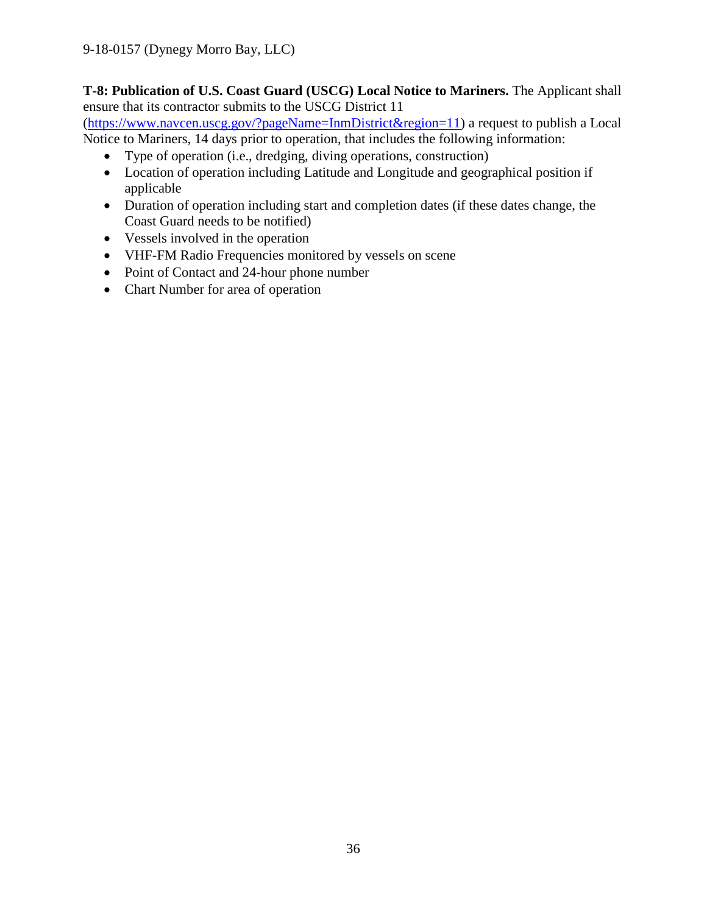**T-8: Publication of U.S. Coast Guard (USCG) Local Notice to Mariners.** The Applicant shall ensure that its contractor submits to the USCG District 11 ([https://www.navcen.uscg.gov/?pageName=InmDistrict&region=11](https://www.navcen.uscg.gov/?pageName=InmDistrict&region=11)) a request to publish a Local Notice to Mariners, 14 days prior to operation, that includes the following information:

- Type of operation (i.e., dredging, diving operations, construction)
- Location of operation including Latitude and Longitude and geographical position if applicable
- Duration of operation including start and completion dates (if these dates change, the Coast Guard needs to be notified)
- Vessels involved in the operation
- VHF-FM Radio Frequencies monitored by vessels on scene
- Point of Contact and 24-hour phone number
- Chart Number for area of operation